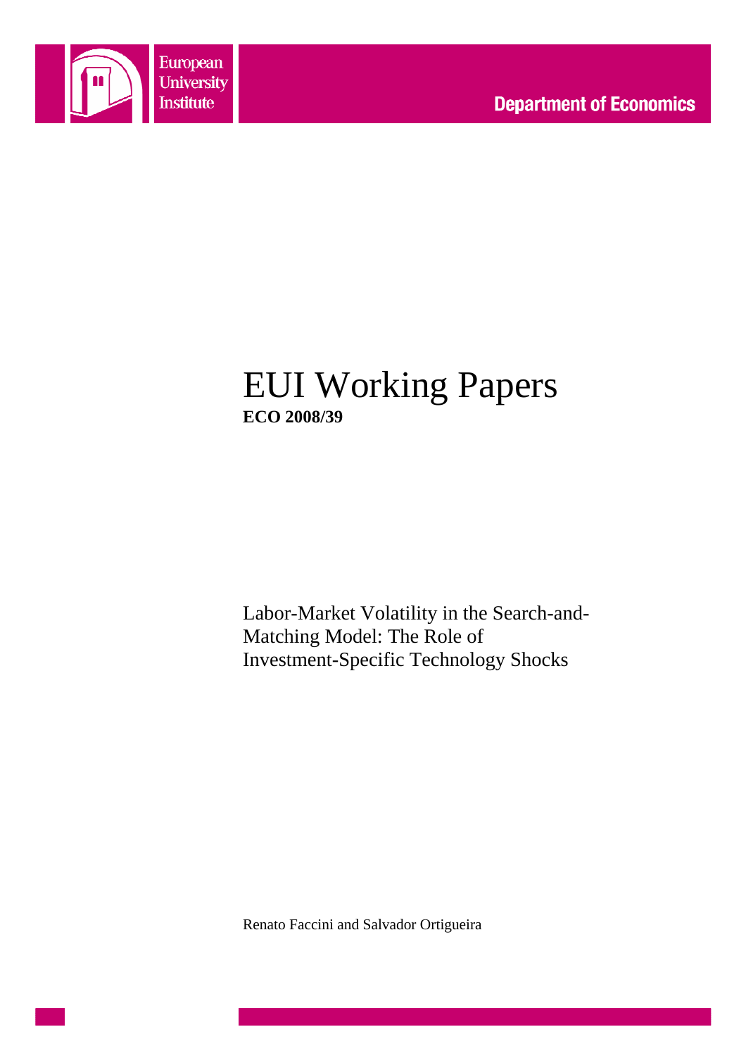European University Institute

Department of Economics

# EUI Working Papers

**ECO 2008/39**

Labor-Market Volatility in the Search-and-Matching Model: The Role of Investment-Specific Technology Shocks

Renato Faccini and Salvador Ortigueira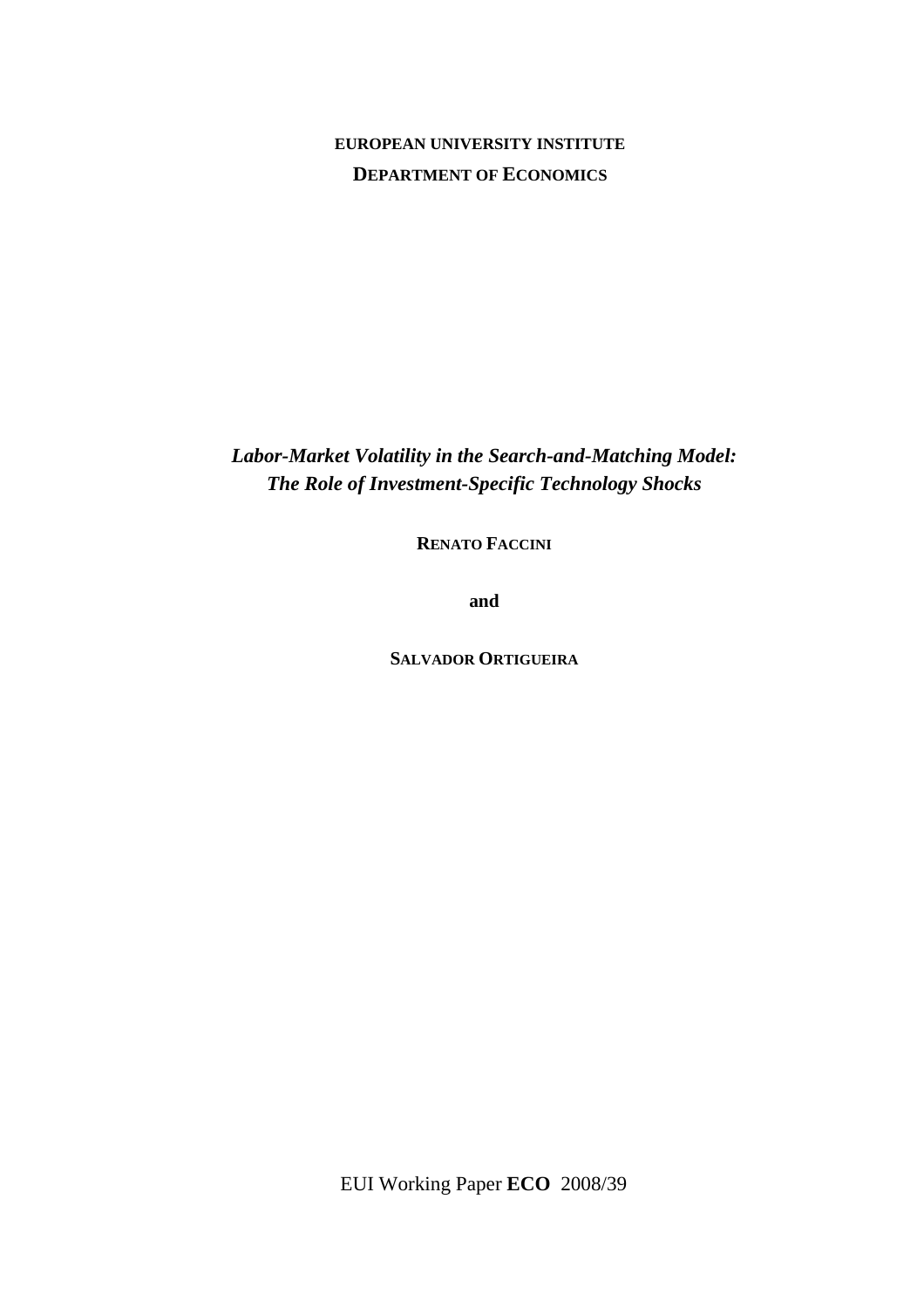**EUROPEAN UNIVERSITY INSTITUTE**

**DEPARTMENT OF ECONOMICS**

***Labor-Market Volatility in the Search-and-Matching Model: The Role of Investment-Specific Technology Shocks***

**RENATO FACCINI**

**and**

**SALVADOR ORTIGUEIRA**

EUI Working Paper **ECO** 2008/39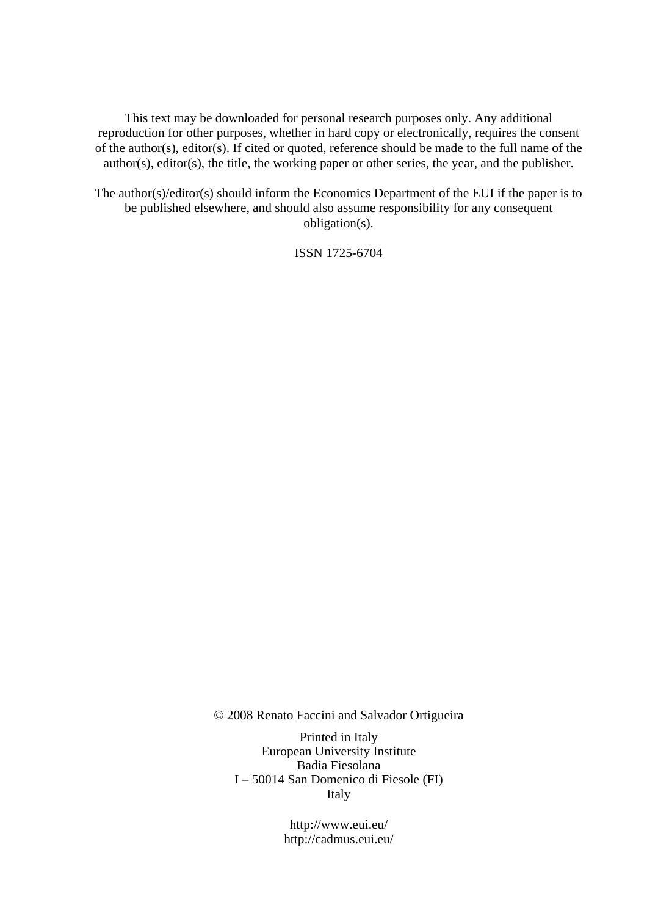This text may be downloaded for personal research purposes only. Any additional reproduction for other purposes, whether in hard copy or electronically, requires the consent of the author(s), editor(s). If cited or quoted, reference should be made to the full name of the author(s), editor(s), the title, the working paper or other series, the year, and the publisher.

The author(s)/editor(s) should inform the Economics Department of the EUI if the paper is to be published elsewhere, and should also assume responsibility for any consequent obligation(s).

ISSN 1725-6704

© 2008 Renato Faccini and Salvador Ortigueira

Printed in Italy
European University Institute
Badia Fiesolana
I – 50014 San Domenico di Fiesole (FI)
Italy

http://www.eui.eu/
http://cadmus.eui.eu/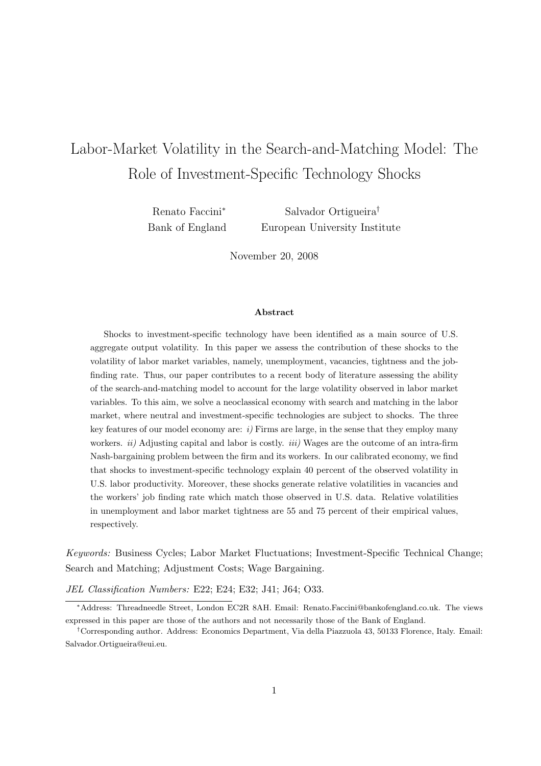# Labor-Market Volatility in the Search-and-Matching Model: The Role of Investment-Specific Technology Shocks

Renato Faccini[*]  
Bank of England

Salvador Ortigueira[†]  
European University Institute

November 20, 2008

**Abstract**

Shocks to investment-specific technology have been identified as a main source of U.S. aggregate output volatility. In this paper we assess the contribution of these shocks to the volatility of labor market variables, namely, unemployment, vacancies, tightness and the job-finding rate. Thus, our paper contributes to a recent body of literature assessing the ability of the search-and-matching model to account for the large volatility observed in labor market variables. To this aim, we solve a neoclassical economy with search and matching in the labor market, where neutral and investment-specific technologies are subject to shocks. The three key features of our model economy are: *i)* Firms are large, in the sense that they employ many workers. *ii)* Adjusting capital and labor is costly. *iii)* Wages are the outcome of an intra-firm Nash-bargaining problem between the firm and its workers. In our calibrated economy, we find that shocks to investment-specific technology explain 40 percent of the observed volatility in U.S. labor productivity. Moreover, these shocks generate relative volatilities in vacancies and the workers' job finding rate which match those observed in U.S. data. Relative volatilities in unemployment and labor market tightness are 55 and 75 percent of their empirical values, respectively.

*Keywords:* Business Cycles; Labor Market Fluctuations; Investment-Specific Technical Change; Search and Matching; Adjustment Costs; Wage Bargaining.

*JEL Classification Numbers:* E22; E24; E32; J41; J64; O33.

---

[*]Address: Threadneedle Street, London EC2R 8AH. Email: Renato.Faccini@bankofengland.co.uk. The views expressed in this paper are those of the authors and not necessarily those of the Bank of England.

[†]Corresponding author. Address: Economics Department, Via della Piazzuola 43, 50133 Florence, Italy. Email: Salvador.Ortigueira@eui.eu.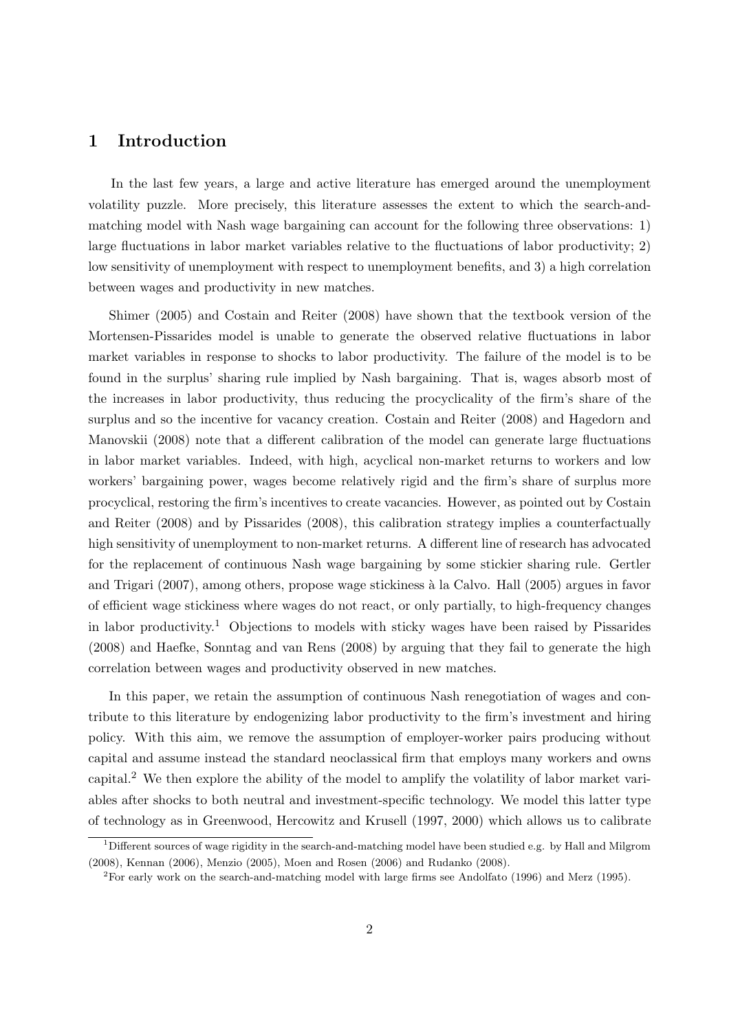# 1 Introduction

In the last few years, a large and active literature has emerged around the unemployment volatility puzzle. More precisely, this literature assesses the extent to which the search-and-matching model with Nash wage bargaining can account for the following three observations: 1) large fluctuations in labor market variables relative to the fluctuations of labor productivity; 2) low sensitivity of unemployment with respect to unemployment benefits, and 3) a high correlation between wages and productivity in new matches.

Shimer (2005) and Costain and Reiter (2008) have shown that the textbook version of the Mortensen-Pissarides model is unable to generate the observed relative fluctuations in labor market variables in response to shocks to labor productivity. The failure of the model is to be found in the surplus' sharing rule implied by Nash bargaining. That is, wages absorb most of the increases in labor productivity, thus reducing the procyclicality of the firm's share of the surplus and so the incentive for vacancy creation. Costain and Reiter (2008) and Hagedorn and Manovskii (2008) note that a different calibration of the model can generate large fluctuations in labor market variables. Indeed, with high, acyclical non-market returns to workers and low workers' bargaining power, wages become relatively rigid and the firm's share of surplus more procyclical, restoring the firm's incentives to create vacancies. However, as pointed out by Costain and Reiter (2008) and by Pissarides (2008), this calibration strategy implies a counterfactually high sensitivity of unemployment to non-market returns. A different line of research has advocated for the replacement of continuous Nash wage bargaining by some stickier sharing rule. Gertler and Trigari (2007), among others, propose wage stickiness à la Calvo. Hall (2005) argues in favor of efficient wage stickiness where wages do not react, or only partially, to high-frequency changes in labor productivity.[1] Objections to models with sticky wages have been raised by Pissarides (2008) and Haefke, Sonntag and van Rens (2008) by arguing that they fail to generate the high correlation between wages and productivity observed in new matches.

In this paper, we retain the assumption of continuous Nash renegotiation of wages and contribute to this literature by endogenizing labor productivity to the firm's investment and hiring policy. With this aim, we remove the assumption of employer-worker pairs producing without capital and assume instead the standard neoclassical firm that employs many workers and owns capital.[2] We then explore the ability of the model to amplify the volatility of labor market variables after shocks to both neutral and investment-specific technology. We model this latter type of technology as in Greenwood, Hercowitz and Krusell (1997, 2000) which allows us to calibrate

[1] Different sources of wage rigidity in the search-and-matching model have been studied e.g. by Hall and Milgrom (2008), Kennan (2006), Menzio (2005), Moen and Rosen (2006) and Rudanko (2008).

[2] For early work on the search-and-matching model with large firms see Andolfato (1996) and Merz (1995).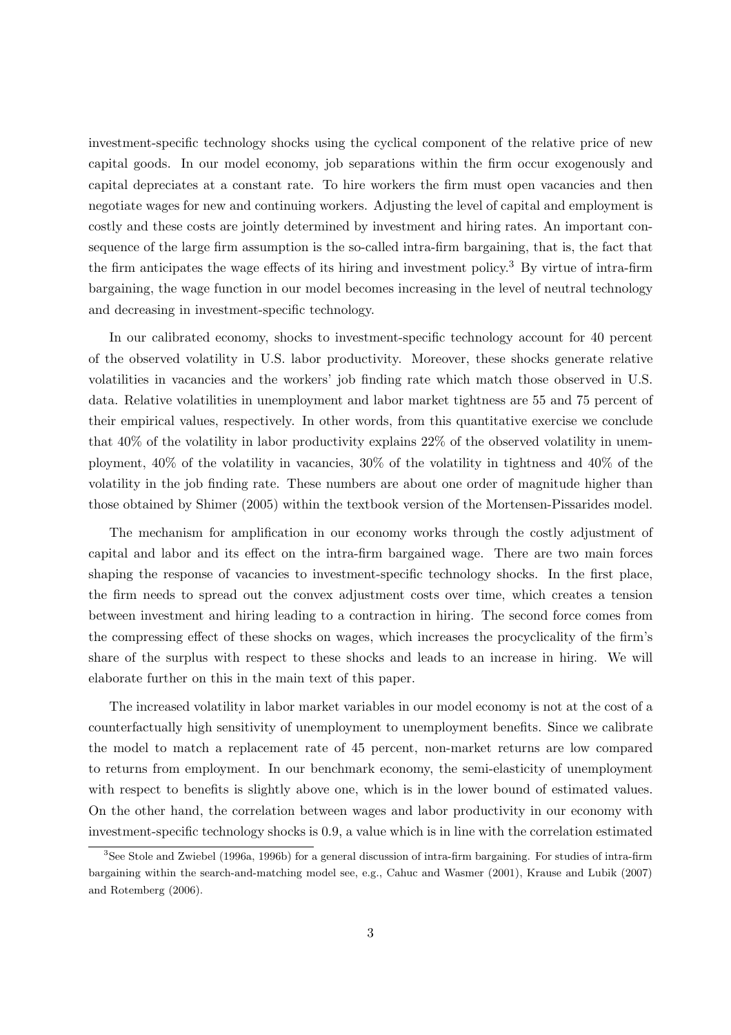investment-specific technology shocks using the cyclical component of the relative price of new capital goods. In our model economy, job separations within the firm occur exogenously and capital depreciates at a constant rate. To hire workers the firm must open vacancies and then negotiate wages for new and continuing workers. Adjusting the level of capital and employment is costly and these costs are jointly determined by investment and hiring rates. An important consequence of the large firm assumption is the so-called intra-firm bargaining, that is, the fact that the firm anticipates the wage effects of its hiring and investment policy.[3] By virtue of intra-firm bargaining, the wage function in our model becomes increasing in the level of neutral technology and decreasing in investment-specific technology.

In our calibrated economy, shocks to investment-specific technology account for 40 percent of the observed volatility in U.S. labor productivity. Moreover, these shocks generate relative volatilities in vacancies and the workers' job finding rate which match those observed in U.S. data. Relative volatilities in unemployment and labor market tightness are 55 and 75 percent of their empirical values, respectively. In other words, from this quantitative exercise we conclude that 40% of the volatility in labor productivity explains 22% of the observed volatility in unemployment, 40% of the volatility in vacancies, 30% of the volatility in tightness and 40% of the volatility in the job finding rate. These numbers are about one order of magnitude higher than those obtained by Shimer (2005) within the textbook version of the Mortensen-Pissarides model.

The mechanism for amplification in our economy works through the costly adjustment of capital and labor and its effect on the intra-firm bargained wage. There are two main forces shaping the response of vacancies to investment-specific technology shocks. In the first place, the firm needs to spread out the convex adjustment costs over time, which creates a tension between investment and hiring leading to a contraction in hiring. The second force comes from the compressing effect of these shocks on wages, which increases the procyclicality of the firm's share of the surplus with respect to these shocks and leads to an increase in hiring. We will elaborate further on this in the main text of this paper.

The increased volatility in labor market variables in our model economy is not at the cost of a counterfactually high sensitivity of unemployment to unemployment benefits. Since we calibrate the model to match a replacement rate of 45 percent, non-market returns are low compared to returns from employment. In our benchmark economy, the semi-elasticity of unemployment with respect to benefits is slightly above one, which is in the lower bound of estimated values. On the other hand, the correlation between wages and labor productivity in our economy with investment-specific technology shocks is 0.9, a value which is in line with the correlation estimated

[3] See Stole and Zwiebel (1996a, 1996b) for a general discussion of intra-firm bargaining. For studies of intra-firm bargaining within the search-and-matching model see, e.g., Cahuc and Wasmer (2001), Krause and Lubik (2007) and Rotemberg (2006).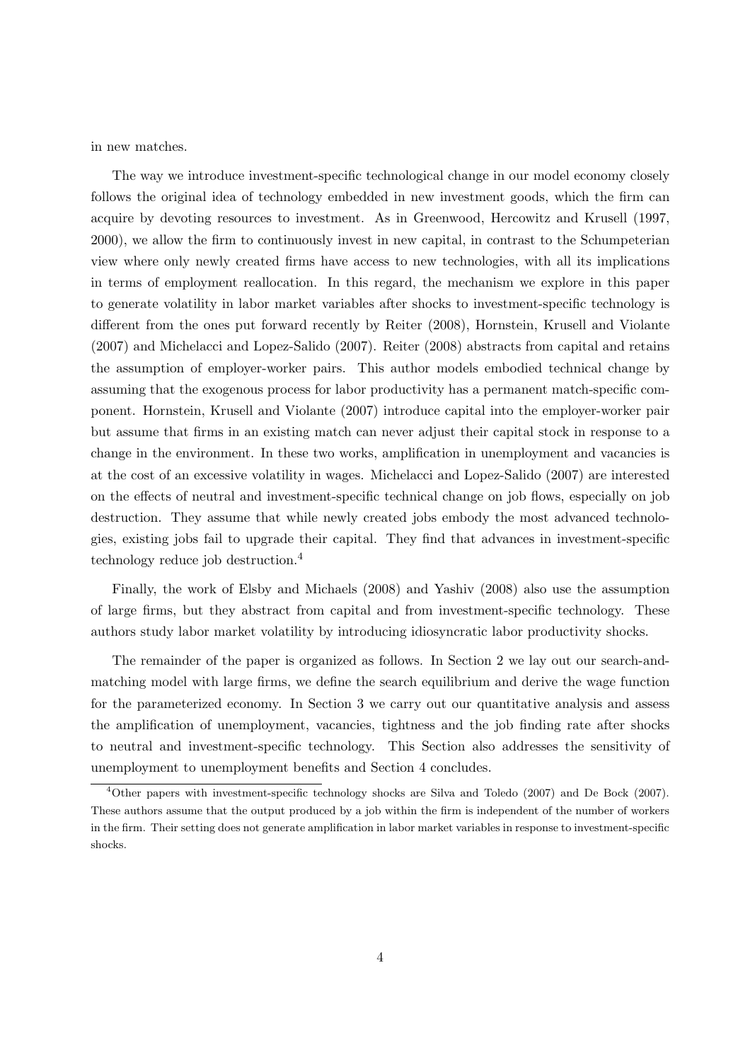in new matches.

The way we introduce investment-specific technological change in our model economy closely follows the original idea of technology embedded in new investment goods, which the firm can acquire by devoting resources to investment. As in Greenwood, Hercowitz and Krusell (1997, 2000), we allow the firm to continuously invest in new capital, in contrast to the Schumpeterian view where only newly created firms have access to new technologies, with all its implications in terms of employment reallocation. In this regard, the mechanism we explore in this paper to generate volatility in labor market variables after shocks to investment-specific technology is different from the ones put forward recently by Reiter (2008), Hornstein, Krusell and Violante (2007) and Michelacci and Lopez-Salido (2007). Reiter (2008) abstracts from capital and retains the assumption of employer-worker pairs. This author models embodied technical change by assuming that the exogenous process for labor productivity has a permanent match-specific component. Hornstein, Krusell and Violante (2007) introduce capital into the employer-worker pair but assume that firms in an existing match can never adjust their capital stock in response to a change in the environment. In these two works, amplification in unemployment and vacancies is at the cost of an excessive volatility in wages. Michelacci and Lopez-Salido (2007) are interested on the effects of neutral and investment-specific technical change on job flows, especially on job destruction. They assume that while newly created jobs embody the most advanced technologies, existing jobs fail to upgrade their capital. They find that advances in investment-specific technology reduce job destruction.[4]

Finally, the work of Elsby and Michaels (2008) and Yashiv (2008) also use the assumption of large firms, but they abstract from capital and from investment-specific technology. These authors study labor market volatility by introducing idiosyncratic labor productivity shocks.

The remainder of the paper is organized as follows. In Section 2 we lay out our search-and-matching model with large firms, we define the search equilibrium and derive the wage function for the parameterized economy. In Section 3 we carry out our quantitative analysis and assess the amplification of unemployment, vacancies, tightness and the job finding rate after shocks to neutral and investment-specific technology. This Section also addresses the sensitivity of unemployment to unemployment benefits and Section 4 concludes.

[4] Other papers with investment-specific technology shocks are Silva and Toledo (2007) and De Bock (2007). These authors assume that the output produced by a job within the firm is independent of the number of workers in the firm. Their setting does not generate amplification in labor market variables in response to investment-specific shocks.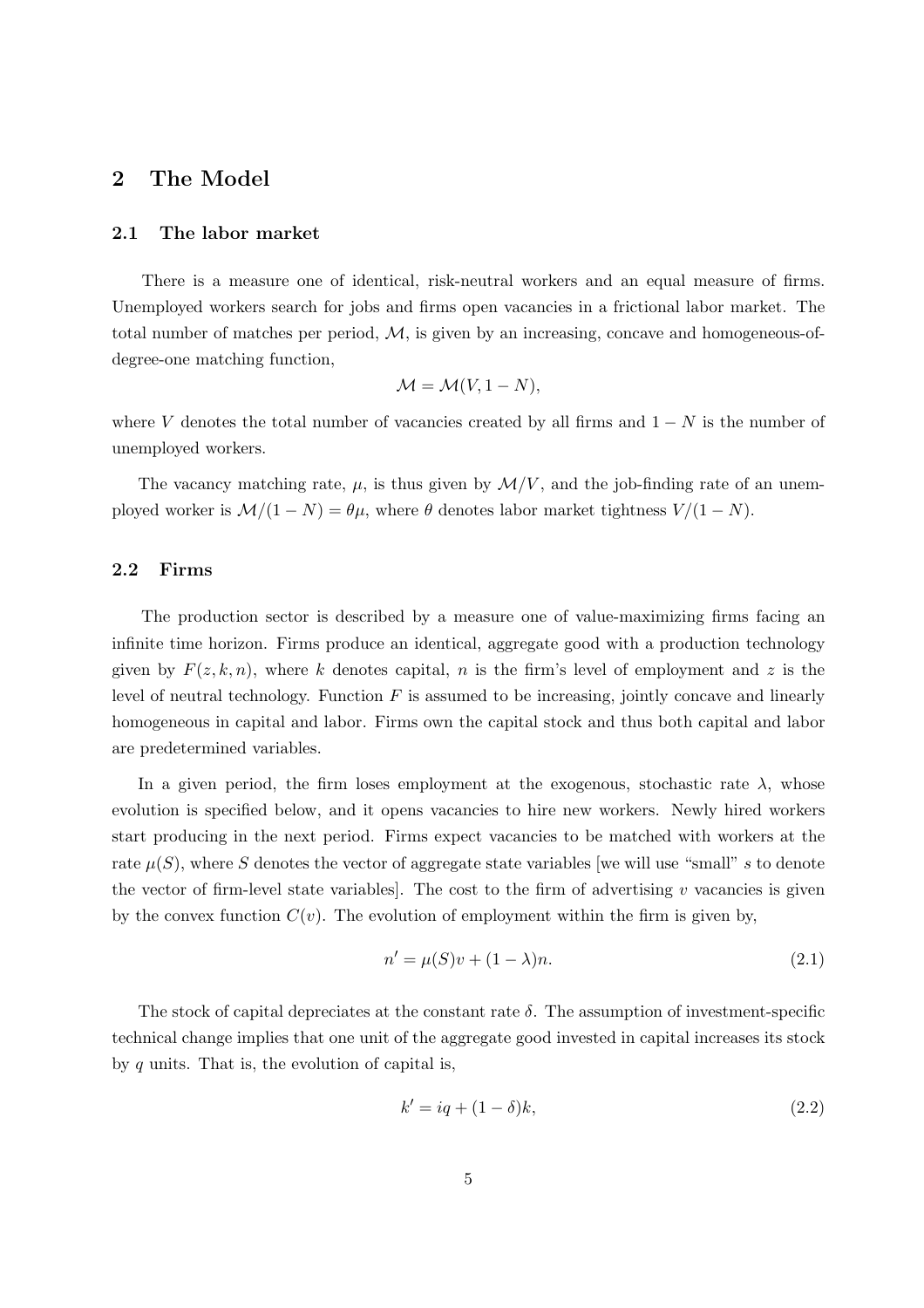# 2 The Model

## 2.1 The labor market

There is a measure one of identical, risk-neutral workers and an equal measure of firms. Unemployed workers search for jobs and firms open vacancies in a frictional labor market. The total number of matches per period, $\mathcal{M}$, is given by an increasing, concave and homogeneous-of-degree-one matching function,

$$\mathcal{M} = \mathcal{M}(V, 1 - N),$$

where $V$ denotes the total number of vacancies created by all firms and $1 - N$ is the number of unemployed workers.

The vacancy matching rate, $\mu$, is thus given by $\mathcal{M}/V$, and the job-finding rate of an unemployed worker is $\mathcal{M}/(1 - N) = \theta\mu$, where $\theta$ denotes labor market tightness $V/(1 - N)$.

## 2.2 Firms

The production sector is described by a measure one of value-maximizing firms facing an infinite time horizon. Firms produce an identical, aggregate good with a production technology given by $F(z, k, n)$, where $k$ denotes capital, $n$ is the firm's level of employment and $z$ is the level of neutral technology. Function $F$ is assumed to be increasing, jointly concave and linearly homogeneous in capital and labor. Firms own the capital stock and thus both capital and labor are predetermined variables.

In a given period, the firm loses employment at the exogenous, stochastic rate $\lambda$, whose evolution is specified below, and it opens vacancies to hire new workers. Newly hired workers start producing in the next period. Firms expect vacancies to be matched with workers at the rate $\mu(S)$, where $S$ denotes the vector of aggregate state variables [we will use "small" $s$ to denote the vector of firm-level state variables]. The cost to the firm of advertising $v$ vacancies is given by the convex function $C(v)$. The evolution of employment within the firm is given by,

$$n' = \mu(S)v + (1 - \lambda)n. \tag{2.1}$$

The stock of capital depreciates at the constant rate $\delta$. The assumption of investment-specific technical change implies that one unit of the aggregate good invested in capital increases its stock by $q$ units. That is, the evolution of capital is,

$$k' = iq + (1 - \delta)k, \tag{2.2}$$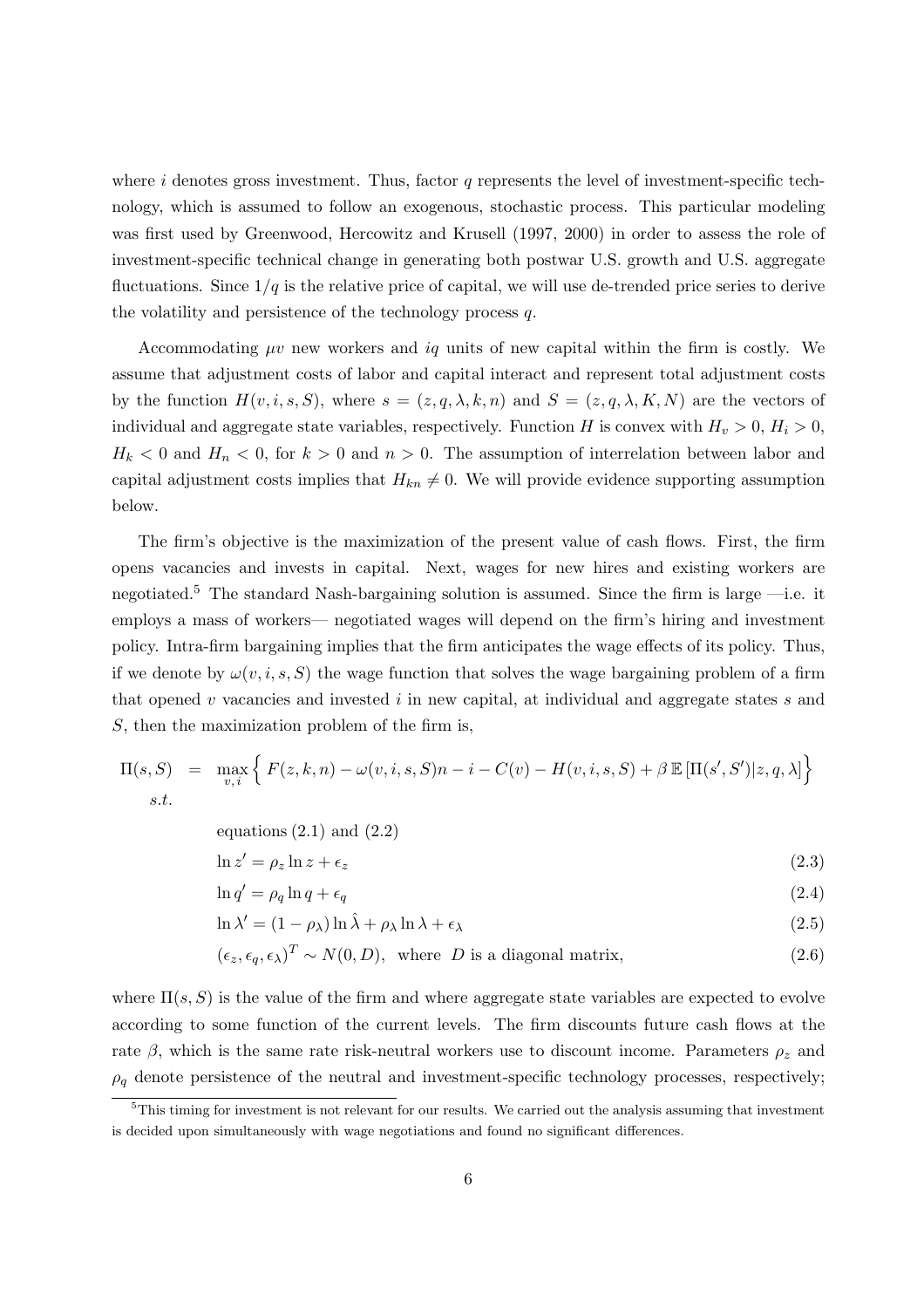where $i$ denotes gross investment. Thus, factor $q$ represents the level of investment-specific technology, which is assumed to follow an exogenous, stochastic process. This particular modeling was first used by Greenwood, Hercowitz and Krusell (1997, 2000) in order to assess the role of investment-specific technical change in generating both postwar U.S. growth and U.S. aggregate fluctuations. Since $1/q$ is the relative price of capital, we will use de-trended price series to derive the volatility and persistence of the technology process $q$.

Accommodating $\mu v$ new workers and $iq$ units of new capital within the firm is costly. We assume that adjustment costs of labor and capital interact and represent total adjustment costs by the function $H(v, i, s, S)$, where $s = (z, q, \lambda, k, n)$ and $S = (z, q, \lambda, K, N)$ are the vectors of individual and aggregate state variables, respectively. Function $H$ is convex with $H_v > 0$, $H_i > 0$, $H_k < 0$ and $H_n < 0$, for $k > 0$ and $n > 0$. The assumption of interrelation between labor and capital adjustment costs implies that $H_{kn} \neq 0$. We will provide evidence supporting assumption below.

The firm's objective is the maximization of the present value of cash flows. First, the firm opens vacancies and invests in capital. Next, wages for new hires and existing workers are negotiated.[5] The standard Nash-bargaining solution is assumed. Since the firm is large —i.e. it employs a mass of workers— negotiated wages will depend on the firm's hiring and investment policy. Intra-firm bargaining implies that the firm anticipates the wage effects of its policy. Thus, if we denote by $\omega(v, i, s, S)$ the wage function that solves the wage bargaining problem of a firm that opened $v$ vacancies and invested $i$ in new capital, at individual and aggregate states $s$ and $S$, then the maximization problem of the firm is,

$$\Pi(s, S) = \max_{v,i} \Big\{ F(z, k, n) - \omega(v, i, s, S)n - i - C(v) - H(v, i, s, S) + \beta \, \mathbb{E} \left[ \Pi(s', S') | z, q, \lambda \right] \Big\}$$

s.t.

equations (2.1) and (2.2)

$$\ln z' = \rho_z \ln z + \epsilon_z \tag{2.3}$$

$$\ln q' = \rho_q \ln q + \epsilon_q \tag{2.4}$$

$$\ln \lambda' = (1 - \rho_\lambda) \ln \hat{\lambda} + \rho_\lambda \ln \lambda + \epsilon_\lambda \tag{2.5}$$

$$(\epsilon_z, \epsilon_q, \epsilon_\lambda)^T \sim N(0, D), \text{ where } D \text{ is a diagonal matrix,} \tag{2.6}$$

where $\Pi(s, S)$ is the value of the firm and where aggregate state variables are expected to evolve according to some function of the current levels. The firm discounts future cash flows at the rate $\beta$, which is the same rate risk-neutral workers use to discount income. Parameters $\rho_z$ and $\rho_q$ denote persistence of the neutral and investment-specific technology processes, respectively;

[5] This timing for investment is not relevant for our results. We carried out the analysis assuming that investment is decided upon simultaneously with wage negotiations and found no significant differences.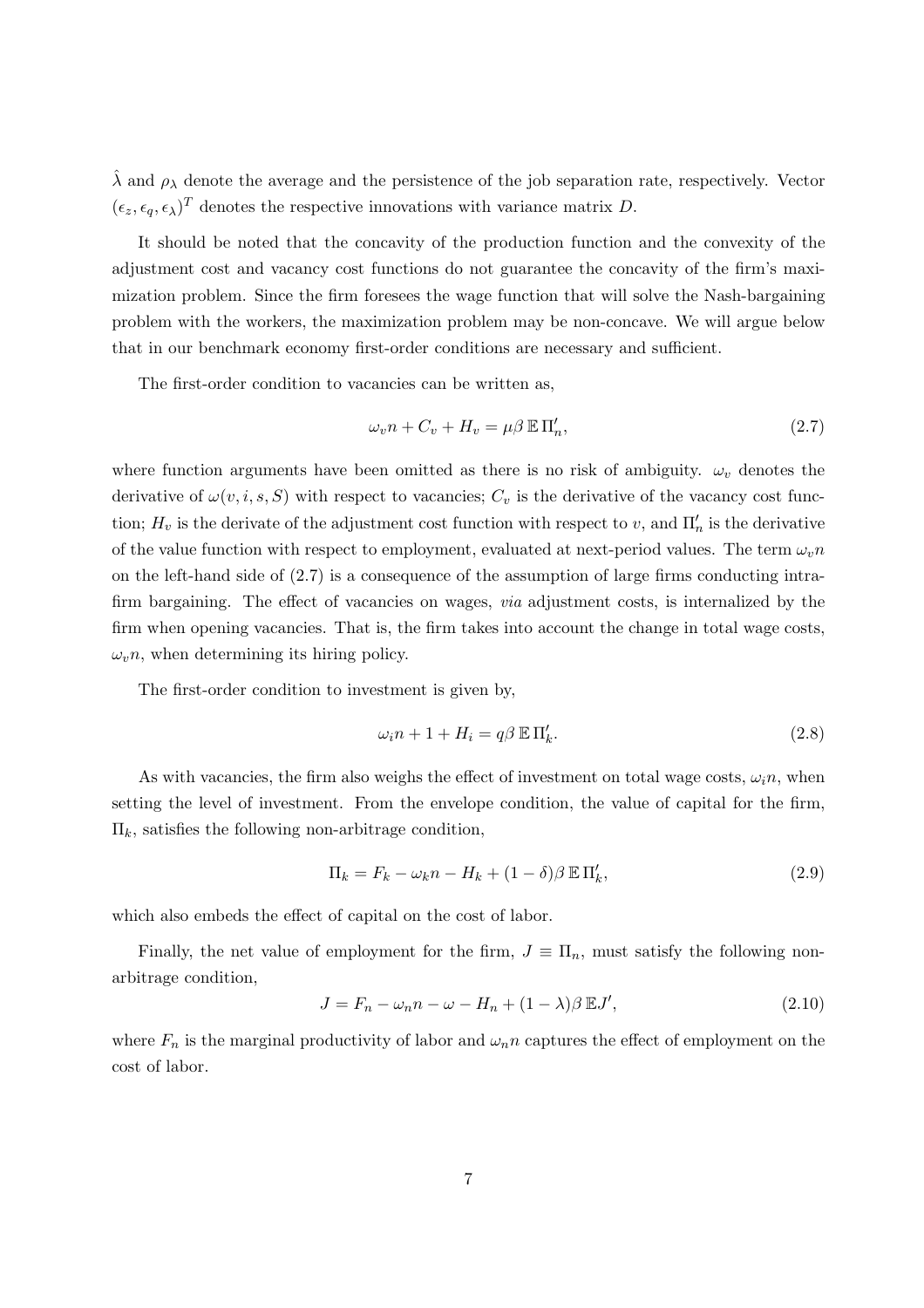$\hat{\lambda}$ and $\rho_\lambda$ denote the average and the persistence of the job separation rate, respectively. Vector $(\epsilon_z, \epsilon_q, \epsilon_\lambda)^T$ denotes the respective innovations with variance matrix $D$.

It should be noted that the concavity of the production function and the convexity of the adjustment cost and vacancy cost functions do not guarantee the concavity of the firm's maximization problem. Since the firm foresees the wage function that will solve the Nash-bargaining problem with the workers, the maximization problem may be non-concave. We will argue below that in our benchmark economy first-order conditions are necessary and sufficient.

The first-order condition to vacancies can be written as,

$$\omega_v n + C_v + H_v = \mu\beta\,\mathbb{E}\,\Pi_n', \tag{2.7}$$

where function arguments have been omitted as there is no risk of ambiguity. $\omega_v$ denotes the derivative of $\omega(v, i, s, S)$ with respect to vacancies; $C_v$ is the derivative of the vacancy cost function; $H_v$ is the derivate of the adjustment cost function with respect to $v$, and $\Pi_n'$ is the derivative of the value function with respect to employment, evaluated at next-period values. The term $\omega_v n$ on the left-hand side of (2.7) is a consequence of the assumption of large firms conducting intra-firm bargaining. The effect of vacancies on wages, *via* adjustment costs, is internalized by the firm when opening vacancies. That is, the firm takes into account the change in total wage costs, $\omega_v n$, when determining its hiring policy.

The first-order condition to investment is given by,

$$\omega_i n + 1 + H_i = q\beta\,\mathbb{E}\,\Pi_k'. \tag{2.8}$$

As with vacancies, the firm also weighs the effect of investment on total wage costs, $\omega_i n$, when setting the level of investment. From the envelope condition, the value of capital for the firm, $\Pi_k$, satisfies the following non-arbitrage condition,

$$\Pi_k = F_k - \omega_k n - H_k + (1-\delta)\beta\,\mathbb{E}\,\Pi_k', \tag{2.9}$$

which also embeds the effect of capital on the cost of labor.

Finally, the net value of employment for the firm, $J \equiv \Pi_n$, must satisfy the following non-arbitrage condition,

$$J = F_n - \omega_n n - \omega - H_n + (1-\lambda)\beta\,\mathbb{E}J', \tag{2.10}$$

where $F_n$ is the marginal productivity of labor and $\omega_n n$ captures the effect of employment on the cost of labor.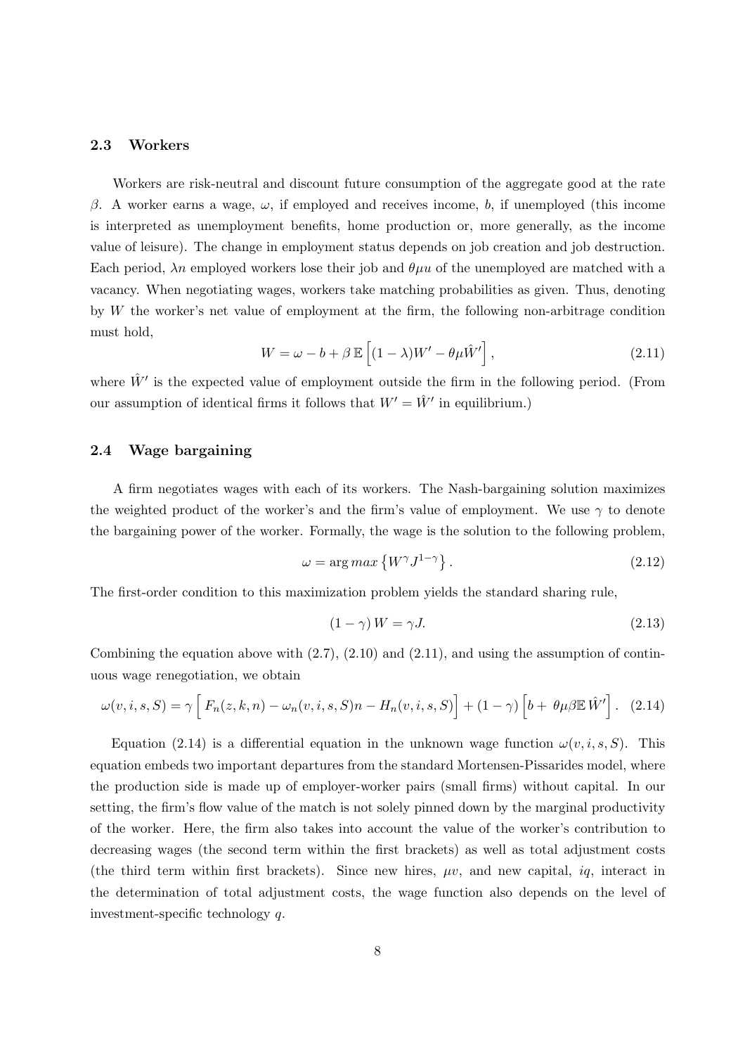### 2.3 Workers

Workers are risk-neutral and discount future consumption of the aggregate good at the rate $\beta$. A worker earns a wage, $\omega$, if employed and receives income, $b$, if unemployed (this income is interpreted as unemployment benefits, home production or, more generally, as the income value of leisure). The change in employment status depends on job creation and job destruction. Each period, $\lambda n$ employed workers lose their job and $\theta\mu u$ of the unemployed are matched with a vacancy. When negotiating wages, workers take matching probabilities as given. Thus, denoting by $W$ the worker's net value of employment at the firm, the following non-arbitrage condition must hold,

$$W = \omega - b + \beta\, \mathbb{E}\left[(1-\lambda)W' - \theta\mu\hat{W}'\right], \tag{2.11}$$

where $\hat{W}'$ is the expected value of employment outside the firm in the following period. (From our assumption of identical firms it follows that $W' = \hat{W}'$ in equilibrium.)

### 2.4 Wage bargaining

A firm negotiates wages with each of its workers. The Nash-bargaining solution maximizes the weighted product of the worker's and the firm's value of employment. We use $\gamma$ to denote the bargaining power of the worker. Formally, the wage is the solution to the following problem,

$$\omega = \arg max\left\{W^{\gamma}J^{1-\gamma}\right\}. \tag{2.12}$$

The first-order condition to this maximization problem yields the standard sharing rule,

$$(1-\gamma)\,W = \gamma J. \tag{2.13}$$

Combining the equation above with (2.7), (2.10) and (2.11), and using the assumption of continuous wage renegotiation, we obtain

$$\omega(v,i,s,S) = \gamma\left[\,F_n(z,k,n) - \omega_n(v,i,s,S)n - H_n(v,i,s,S)\right] + (1-\gamma)\left[b + \,\theta\mu\beta\mathbb{E}\,\hat{W}'\right]. \tag{2.14}$$

Equation (2.14) is a differential equation in the unknown wage function $\omega(v,i,s,S)$. This equation embeds two important departures from the standard Mortensen-Pissarides model, where the production side is made up of employer-worker pairs (small firms) without capital. In our setting, the firm's flow value of the match is not solely pinned down by the marginal productivity of the worker. Here, the firm also takes into account the value of the worker's contribution to decreasing wages (the second term within the first brackets) as well as total adjustment costs (the third term within first brackets). Since new hires, $\mu v$, and new capital, $iq$, interact in the determination of total adjustment costs, the wage function also depends on the level of investment-specific technology $q$.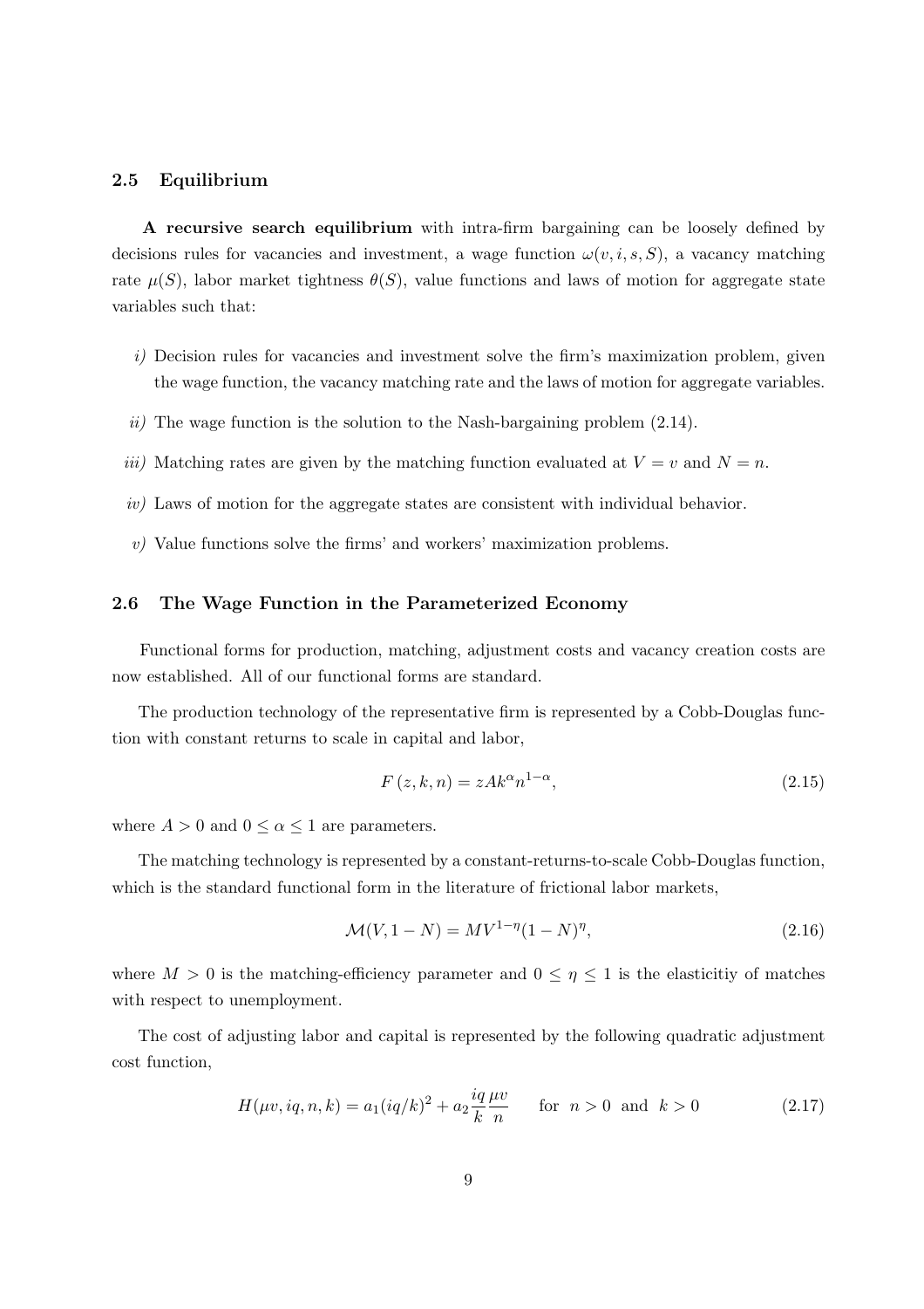### 2.5 Equilibrium

**A recursive search equilibrium** with intra-firm bargaining can be loosely defined by decisions rules for vacancies and investment, a wage function $\omega(v, i, s, S)$, a vacancy matching rate $\mu(S)$, labor market tightness $\theta(S)$, value functions and laws of motion for aggregate state variables such that:

*i)* Decision rules for vacancies and investment solve the firm's maximization problem, given the wage function, the vacancy matching rate and the laws of motion for aggregate variables.

*ii)* The wage function is the solution to the Nash-bargaining problem (2.14).

*iii)* Matching rates are given by the matching function evaluated at $V = v$ and $N = n$.

*iv)* Laws of motion for the aggregate states are consistent with individual behavior.

*v)* Value functions solve the firms' and workers' maximization problems.

### 2.6 The Wage Function in the Parameterized Economy

Functional forms for production, matching, adjustment costs and vacancy creation costs are now established. All of our functional forms are standard.

The production technology of the representative firm is represented by a Cobb-Douglas function with constant returns to scale in capital and labor,

$$F(z, k, n) = zAk^{\alpha}n^{1-\alpha}, \tag{2.15}$$

where $A > 0$ and $0 \leq \alpha \leq 1$ are parameters.

The matching technology is represented by a constant-returns-to-scale Cobb-Douglas function, which is the standard functional form in the literature of frictional labor markets,

$$\mathcal{M}(V, 1 - N) = MV^{1-\eta}(1 - N)^{\eta}, \tag{2.16}$$

where $M > 0$ is the matching-efficiency parameter and $0 \leq \eta \leq 1$ is the elasticitiy of matches with respect to unemployment.

The cost of adjusting labor and capital is represented by the following quadratic adjustment cost function,

$$H(\mu v, iq, n, k) = a_1(iq/k)^2 + a_2 \frac{iq}{k}\frac{\mu v}{n} \qquad \text{for } \ n > 0 \ \text{ and } \ k > 0 \tag{2.17}$$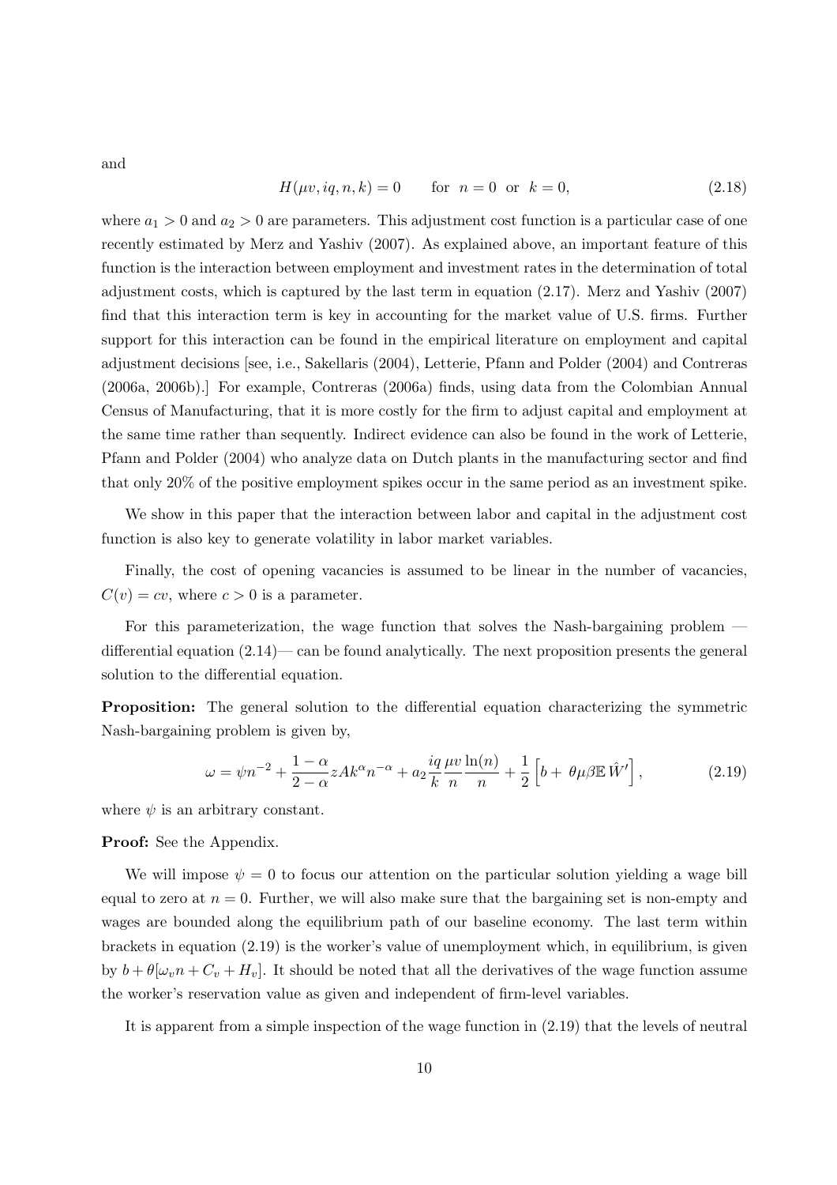and

$$H(\mu v, iq, n, k) = 0 \qquad \text{for } \; n = 0 \;\text{ or }\; k = 0, \tag{2.18}$$

where $a_1 > 0$ and $a_2 > 0$ are parameters. This adjustment cost function is a particular case of one recently estimated by Merz and Yashiv (2007). As explained above, an important feature of this function is the interaction between employment and investment rates in the determination of total adjustment costs, which is captured by the last term in equation (2.17). Merz and Yashiv (2007) find that this interaction term is key in accounting for the market value of U.S. firms. Further support for this interaction can be found in the empirical literature on employment and capital adjustment decisions [see, i.e., Sakellaris (2004), Letterie, Pfann and Polder (2004) and Contreras (2006a, 2006b).] For example, Contreras (2006a) finds, using data from the Colombian Annual Census of Manufacturing, that it is more costly for the firm to adjust capital and employment at the same time rather than sequently. Indirect evidence can also be found in the work of Letterie, Pfann and Polder (2004) who analyze data on Dutch plants in the manufacturing sector and find that only 20% of the positive employment spikes occur in the same period as an investment spike.

We show in this paper that the interaction between labor and capital in the adjustment cost function is also key to generate volatility in labor market variables.

Finally, the cost of opening vacancies is assumed to be linear in the number of vacancies, $C(v) = cv$, where $c > 0$ is a parameter.

For this parameterization, the wage function that solves the Nash-bargaining problem — differential equation (2.14)— can be found analytically. The next proposition presents the general solution to the differential equation.

**Proposition:** The general solution to the differential equation characterizing the symmetric Nash-bargaining problem is given by,

$$\omega = \psi n^{-2} + \frac{1-\alpha}{2-\alpha} zAk^{\alpha}n^{-\alpha} + a_2 \frac{iq}{k}\frac{\mu v}{n}\frac{\ln(n)}{n} + \frac{1}{2}\left[b + \, \theta\mu\beta\mathbb{E}\,\hat{W}'\right], \tag{2.19}$$

where $\psi$ is an arbitrary constant.

**Proof:** See the Appendix.

We will impose $\psi = 0$ to focus our attention on the particular solution yielding a wage bill equal to zero at $n = 0$. Further, we will also make sure that the bargaining set is non-empty and wages are bounded along the equilibrium path of our baseline economy. The last term within brackets in equation (2.19) is the worker's value of unemployment which, in equilibrium, is given by $b + \theta[\omega_v n + C_v + H_v]$. It should be noted that all the derivatives of the wage function assume the worker's reservation value as given and independent of firm-level variables.

It is apparent from a simple inspection of the wage function in (2.19) that the levels of neutral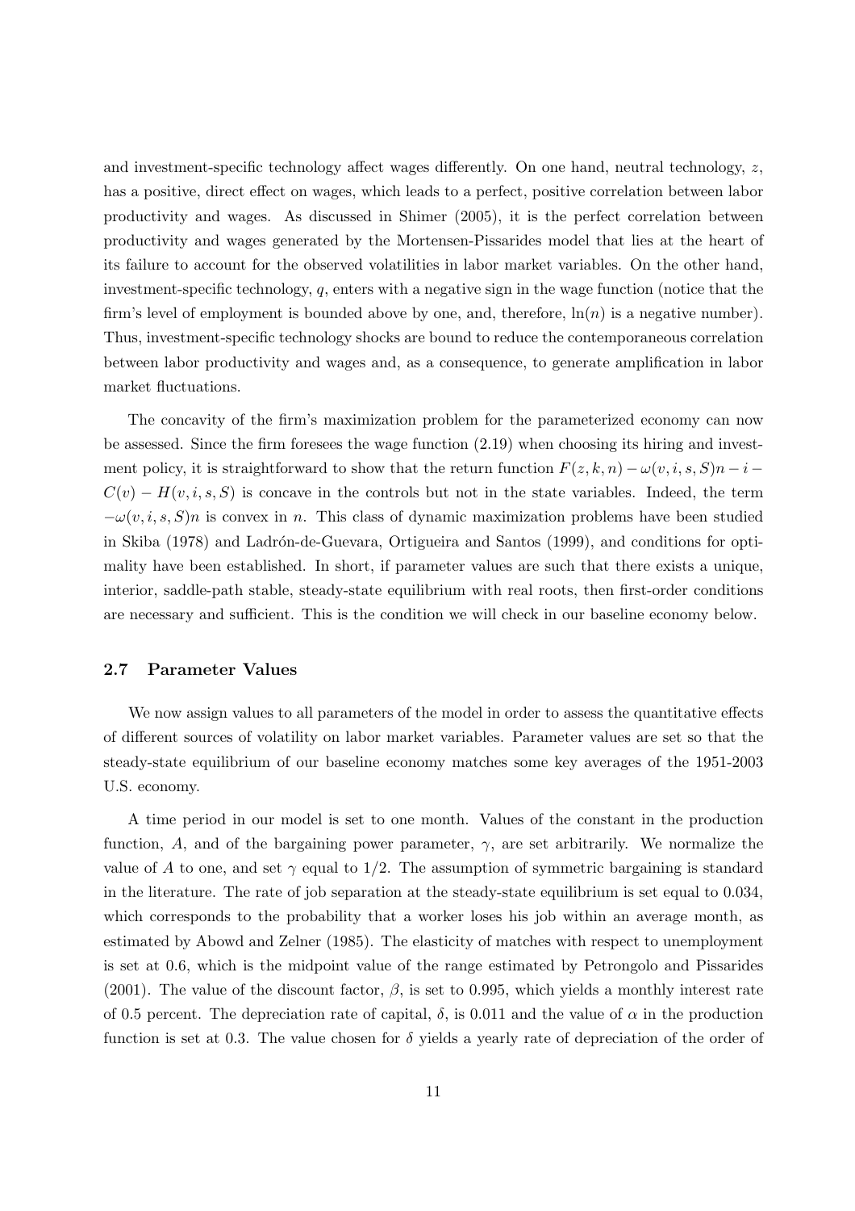and investment-specific technology affect wages differently. On one hand, neutral technology, $z$, has a positive, direct effect on wages, which leads to a perfect, positive correlation between labor productivity and wages. As discussed in Shimer (2005), it is the perfect correlation between productivity and wages generated by the Mortensen-Pissarides model that lies at the heart of its failure to account for the observed volatilities in labor market variables. On the other hand, investment-specific technology, $q$, enters with a negative sign in the wage function (notice that the firm's level of employment is bounded above by one, and, therefore, $\ln(n)$ is a negative number). Thus, investment-specific technology shocks are bound to reduce the contemporaneous correlation between labor productivity and wages and, as a consequence, to generate amplification in labor market fluctuations.

The concavity of the firm's maximization problem for the parameterized economy can now be assessed. Since the firm foresees the wage function (2.19) when choosing its hiring and investment policy, it is straightforward to show that the return function $F(z, k, n) - \omega(v, i, s, S)n - i - C(v) - H(v, i, s, S)$ is concave in the controls but not in the state variables. Indeed, the term $-\omega(v, i, s, S)n$ is convex in $n$. This class of dynamic maximization problems have been studied in Skiba (1978) and Ladrón-de-Guevara, Ortigueira and Santos (1999), and conditions for optimality have been established. In short, if parameter values are such that there exists a unique, interior, saddle-path stable, steady-state equilibrium with real roots, then first-order conditions are necessary and sufficient. This is the condition we will check in our baseline economy below.

### 2.7 Parameter Values

We now assign values to all parameters of the model in order to assess the quantitative effects of different sources of volatility on labor market variables. Parameter values are set so that the steady-state equilibrium of our baseline economy matches some key averages of the 1951-2003 U.S. economy.

A time period in our model is set to one month. Values of the constant in the production function, $A$, and of the bargaining power parameter, $\gamma$, are set arbitrarily. We normalize the value of $A$ to one, and set $\gamma$ equal to $1/2$. The assumption of symmetric bargaining is standard in the literature. The rate of job separation at the steady-state equilibrium is set equal to 0.034, which corresponds to the probability that a worker loses his job within an average month, as estimated by Abowd and Zelner (1985). The elasticity of matches with respect to unemployment is set at 0.6, which is the midpoint value of the range estimated by Petrongolo and Pissarides (2001). The value of the discount factor, $\beta$, is set to 0.995, which yields a monthly interest rate of 0.5 percent. The depreciation rate of capital, $\delta$, is 0.011 and the value of $\alpha$ in the production function is set at 0.3. The value chosen for $\delta$ yields a yearly rate of depreciation of the order of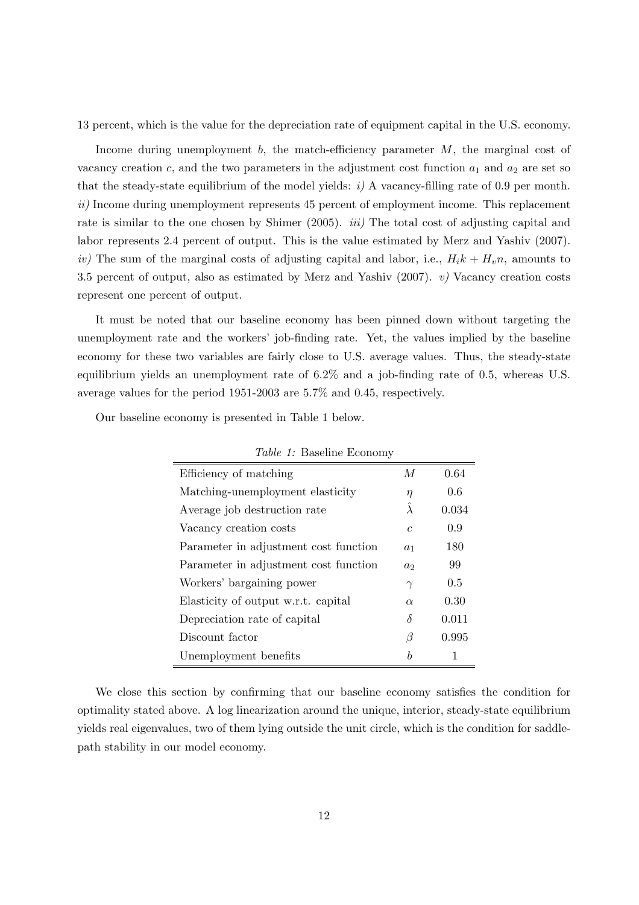13 percent, which is the value for the depreciation rate of equipment capital in the U.S. economy.

Income during unemployment $b$, the match-efficiency parameter $M$, the marginal cost of vacancy creation $c$, and the two parameters in the adjustment cost function $a_1$ and $a_2$ are set so that the steady-state equilibrium of the model yields: *i)* A vacancy-filling rate of 0.9 per month. *ii)* Income during unemployment represents 45 percent of employment income. This replacement rate is similar to the one chosen by Shimer (2005). *iii)* The total cost of adjusting capital and labor represents 2.4 percent of output. This is the value estimated by Merz and Yashiv (2007). *iv)* The sum of the marginal costs of adjusting capital and labor, i.e., $H_i k + H_v n$, amounts to 3.5 percent of output, also as estimated by Merz and Yashiv (2007). *v)* Vacancy creation costs represent one percent of output.

It must be noted that our baseline economy has been pinned down without targeting the unemployment rate and the workers' job-finding rate. Yet, the values implied by the baseline economy for these two variables are fairly close to U.S. average values. Thus, the steady-state equilibrium yields an unemployment rate of 6.2% and a job-finding rate of 0.5, whereas U.S. average values for the period 1951-2003 are 5.7% and 0.45, respectively.

Our baseline economy is presented in Table 1 below.

*Table 1:* Baseline Economy

| | | |
|---|---|---|
| Efficiency of matching | $M$ | 0.64 |
| Matching-unemployment elasticity | $\eta$ | 0.6 |
| Average job destruction rate | $\hat{\lambda}$ | 0.034 |
| Vacancy creation costs | $c$ | 0.9 |
| Parameter in adjustment cost function | $a_1$ | 180 |
| Parameter in adjustment cost function | $a_2$ | 99 |
| Workers' bargaining power | $\gamma$ | 0.5 |
| Elasticity of output w.r.t. capital | $\alpha$ | 0.30 |
| Depreciation rate of capital | $\delta$ | 0.011 |
| Discount factor | $\beta$ | 0.995 |
| Unemployment benefits | $b$ | 1 |

We close this section by confirming that our baseline economy satisfies the condition for optimality stated above. A log linearization around the unique, interior, steady-state equilibrium yields real eigenvalues, two of them lying outside the unit circle, which is the condition for saddle-path stability in our model economy.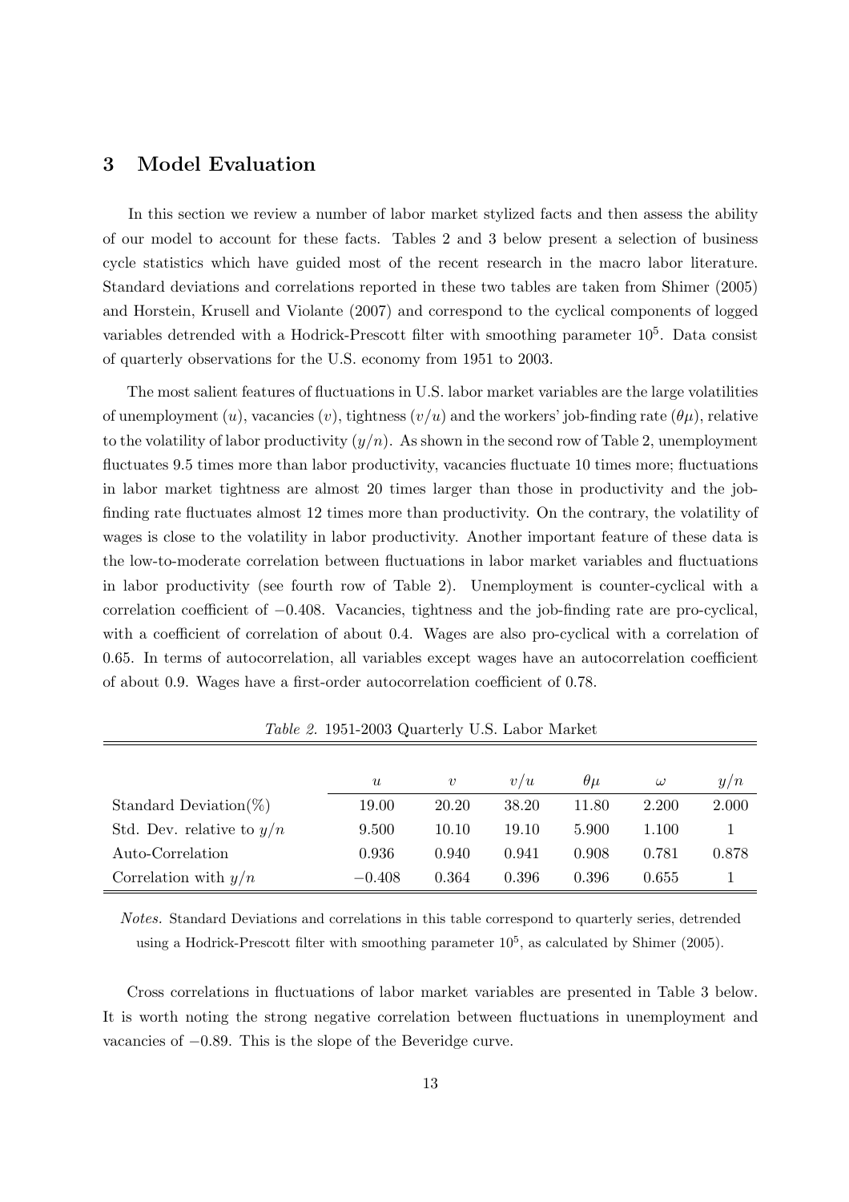## 3 Model Evaluation

In this section we review a number of labor market stylized facts and then assess the ability of our model to account for these facts. Tables 2 and 3 below present a selection of business cycle statistics which have guided most of the recent research in the macro labor literature. Standard deviations and correlations reported in these two tables are taken from Shimer (2005) and Horstein, Krusell and Violante (2007) and correspond to the cyclical components of logged variables detrended with a Hodrick-Prescott filter with smoothing parameter $10^5$. Data consist of quarterly observations for the U.S. economy from 1951 to 2003.

The most salient features of fluctuations in U.S. labor market variables are the large volatilities of unemployment ($u$), vacancies ($v$), tightness ($v/u$) and the workers' job-finding rate ($\theta\mu$), relative to the volatility of labor productivity ($y/n$). As shown in the second row of Table 2, unemployment fluctuates 9.5 times more than labor productivity, vacancies fluctuate 10 times more; fluctuations in labor market tightness are almost 20 times larger than those in productivity and the job-finding rate fluctuates almost 12 times more than productivity. On the contrary, the volatility of wages is close to the volatility in labor productivity. Another important feature of these data is the low-to-moderate correlation between fluctuations in labor market variables and fluctuations in labor productivity (see fourth row of Table 2). Unemployment is counter-cyclical with a correlation coefficient of $-0.408$. Vacancies, tightness and the job-finding rate are pro-cyclical, with a coefficient of correlation of about 0.4. Wages are also pro-cyclical with a correlation of 0.65. In terms of autocorrelation, all variables except wages have an autocorrelation coefficient of about 0.9. Wages have a first-order autocorrelation coefficient of 0.78.

*Table 2.* 1951-2003 Quarterly U.S. Labor Market

| | $u$ | $v$ | $v/u$ | $\theta\mu$ | $\omega$ | $y/n$ |
|---|---|---|---|---|---|---|
| Standard Deviation(%) | 19.00 | 20.20 | 38.20 | 11.80 | 2.200 | 2.000 |
| Std. Dev. relative to $y/n$ | 9.500 | 10.10 | 19.10 | 5.900 | 1.100 | 1 |
| Auto-Correlation | 0.936 | 0.940 | 0.941 | 0.908 | 0.781 | 0.878 |
| Correlation with $y/n$ | $-0.408$ | 0.364 | 0.396 | 0.396 | 0.655 | 1 |

*Notes.* Standard Deviations and correlations in this table correspond to quarterly series, detrended using a Hodrick-Prescott filter with smoothing parameter $10^5$, as calculated by Shimer (2005).

Cross correlations in fluctuations of labor market variables are presented in Table 3 below. It is worth noting the strong negative correlation between fluctuations in unemployment and vacancies of $-0.89$. This is the slope of the Beveridge curve.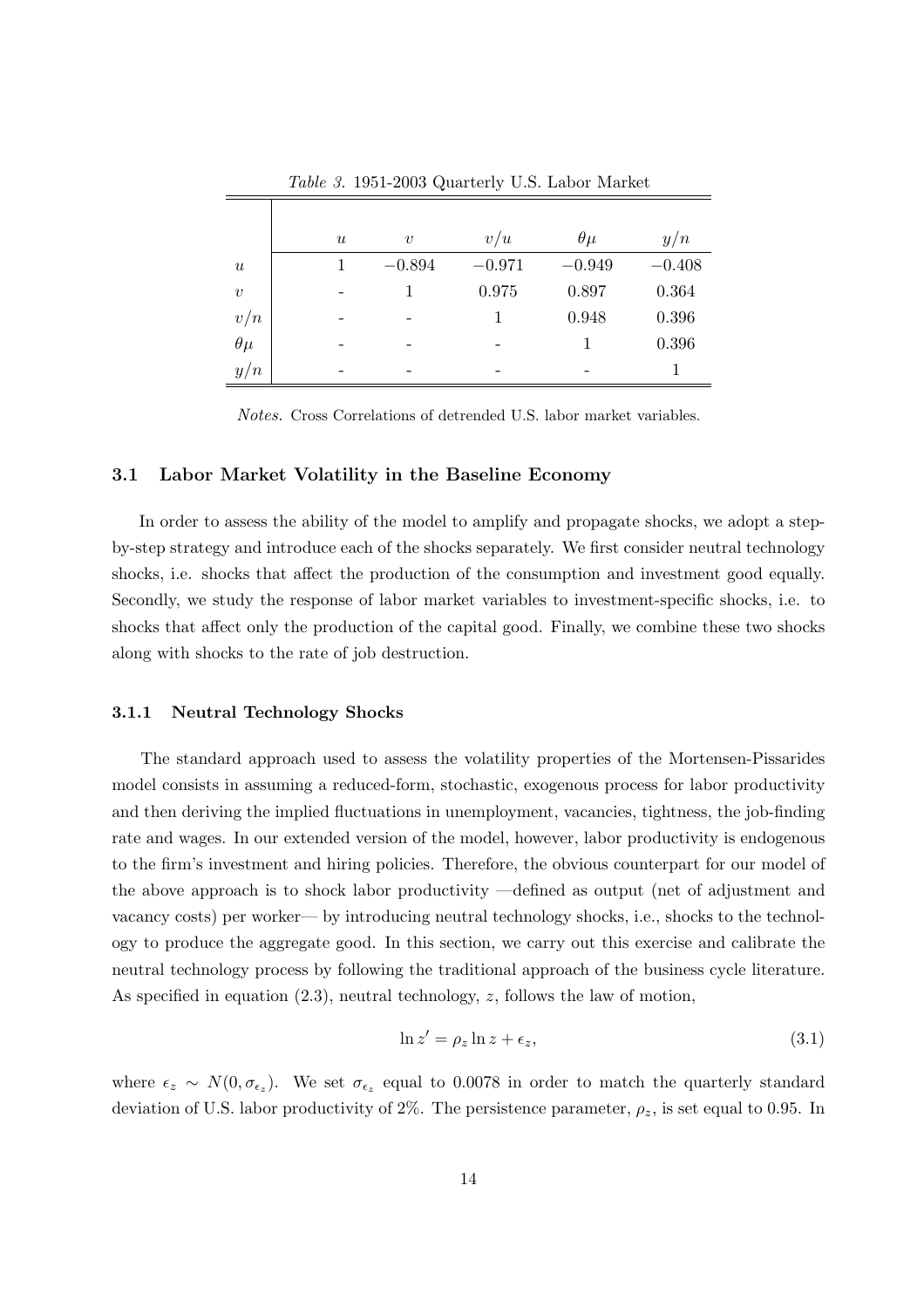*Table 3.* 1951-2003 Quarterly U.S. Labor Market

| | $u$ | $v$ | $v/u$ | $\theta\mu$ | $y/n$ |
|---|---|---|---|---|---|
| $u$ | 1 | $-0.894$ | $-0.971$ | $-0.949$ | $-0.408$ |
| $v$ | - | 1 | 0.975 | 0.897 | 0.364 |
| $v/n$ | - | - | 1 | 0.948 | 0.396 |
| $\theta\mu$ | - | - | - | 1 | 0.396 |
| $y/n$ | - | - | - | - | 1 |

*Notes.* Cross Correlations of detrended U.S. labor market variables.

### 3.1 Labor Market Volatility in the Baseline Economy

In order to assess the ability of the model to amplify and propagate shocks, we adopt a step-by-step strategy and introduce each of the shocks separately. We first consider neutral technology shocks, i.e. shocks that affect the production of the consumption and investment good equally. Secondly, we study the response of labor market variables to investment-specific shocks, i.e. to shocks that affect only the production of the capital good. Finally, we combine these two shocks along with shocks to the rate of job destruction.

#### 3.1.1 Neutral Technology Shocks

The standard approach used to assess the volatility properties of the Mortensen-Pissarides model consists in assuming a reduced-form, stochastic, exogenous process for labor productivity and then deriving the implied fluctuations in unemployment, vacancies, tightness, the job-finding rate and wages. In our extended version of the model, however, labor productivity is endogenous to the firm's investment and hiring policies. Therefore, the obvious counterpart for our model of the above approach is to shock labor productivity —defined as output (net of adjustment and vacancy costs) per worker— by introducing neutral technology shocks, i.e., shocks to the technology to produce the aggregate good. In this section, we carry out this exercise and calibrate the neutral technology process by following the traditional approach of the business cycle literature. As specified in equation (2.3), neutral technology, $z$, follows the law of motion,

$$\ln z' = \rho_z \ln z + \epsilon_z, \tag{3.1}$$

where $\epsilon_z \sim N(0, \sigma_{\epsilon_z})$. We set $\sigma_{\epsilon_z}$ equal to 0.0078 in order to match the quarterly standard deviation of U.S. labor productivity of 2%. The persistence parameter, $\rho_z$, is set equal to 0.95. In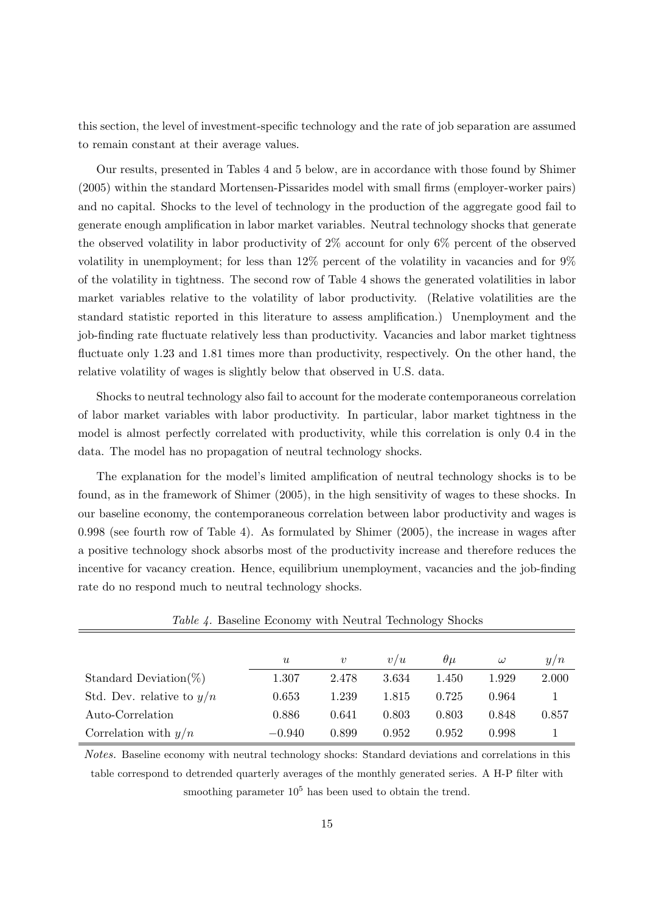this section, the level of investment-specific technology and the rate of job separation are assumed to remain constant at their average values.

Our results, presented in Tables 4 and 5 below, are in accordance with those found by Shimer (2005) within the standard Mortensen-Pissarides model with small firms (employer-worker pairs) and no capital. Shocks to the level of technology in the production of the aggregate good fail to generate enough amplification in labor market variables. Neutral technology shocks that generate the observed volatility in labor productivity of 2% account for only 6% percent of the observed volatility in unemployment; for less than 12% percent of the volatility in vacancies and for 9% of the volatility in tightness. The second row of Table 4 shows the generated volatilities in labor market variables relative to the volatility of labor productivity. (Relative volatilities are the standard statistic reported in this literature to assess amplification.) Unemployment and the job-finding rate fluctuate relatively less than productivity. Vacancies and labor market tightness fluctuate only 1.23 and 1.81 times more than productivity, respectively. On the other hand, the relative volatility of wages is slightly below that observed in U.S. data.

Shocks to neutral technology also fail to account for the moderate contemporaneous correlation of labor market variables with labor productivity. In particular, labor market tightness in the model is almost perfectly correlated with productivity, while this correlation is only 0.4 in the data. The model has no propagation of neutral technology shocks.

The explanation for the model's limited amplification of neutral technology shocks is to be found, as in the framework of Shimer (2005), in the high sensitivity of wages to these shocks. In our baseline economy, the contemporaneous correlation between labor productivity and wages is 0.998 (see fourth row of Table 4). As formulated by Shimer (2005), the increase in wages after a positive technology shock absorbs most of the productivity increase and therefore reduces the incentive for vacancy creation. Hence, equilibrium unemployment, vacancies and the job-finding rate do no respond much to neutral technology shocks.

*Table 4.* Baseline Economy with Neutral Technology Shocks

| | $u$ | $v$ | $v/u$ | $\theta\mu$ | $\omega$ | $y/n$ |
|---|---|---|---|---|---|---|
| Standard Deviation(%) | 1.307 | 2.478 | 3.634 | 1.450 | 1.929 | 2.000 |
| Std. Dev. relative to $y/n$ | 0.653 | 1.239 | 1.815 | 0.725 | 0.964 | 1 |
| Auto-Correlation | 0.886 | 0.641 | 0.803 | 0.803 | 0.848 | 0.857 |
| Correlation with $y/n$ | $-0.940$ | 0.899 | 0.952 | 0.952 | 0.998 | 1 |

*Notes.* Baseline economy with neutral technology shocks: Standard deviations and correlations in this table correspond to detrended quarterly averages of the monthly generated series. A H-P filter with smoothing parameter $10^5$ has been used to obtain the trend.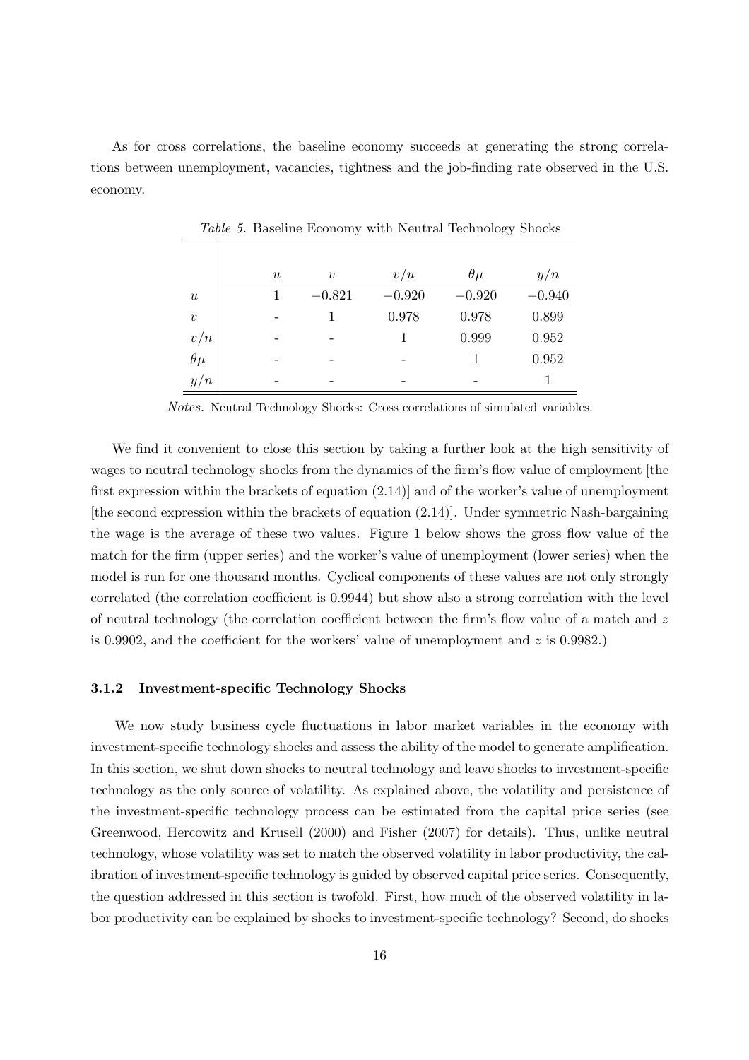As for cross correlations, the baseline economy succeeds at generating the strong correlations between unemployment, vacancies, tightness and the job-finding rate observed in the U.S. economy.

*Table 5.* Baseline Economy with Neutral Technology Shocks

| | $u$ | $v$ | $v/u$ | $\theta\mu$ | $y/n$ |
|---|---|---|---|---|---|
| $u$ | 1 | $-0.821$ | $-0.920$ | $-0.920$ | $-0.940$ |
| $v$ | - | 1 | 0.978 | 0.978 | 0.899 |
| $v/n$ | - | - | 1 | 0.999 | 0.952 |
| $\theta\mu$ | - | - | - | 1 | 0.952 |
| $y/n$ | - | - | - | - | 1 |

*Notes.* Neutral Technology Shocks: Cross correlations of simulated variables.

We find it convenient to close this section by taking a further look at the high sensitivity of wages to neutral technology shocks from the dynamics of the firm's flow value of employment [the first expression within the brackets of equation (2.14)] and of the worker's value of unemployment [the second expression within the brackets of equation (2.14)]. Under symmetric Nash-bargaining the wage is the average of these two values. Figure 1 below shows the gross flow value of the match for the firm (upper series) and the worker's value of unemployment (lower series) when the model is run for one thousand months. Cyclical components of these values are not only strongly correlated (the correlation coefficient is 0.9944) but show also a strong correlation with the level of neutral technology (the correlation coefficient between the firm's flow value of a match and $z$ is 0.9902, and the coefficient for the workers' value of unemployment and $z$ is 0.9982.)

### 3.1.2 Investment-specific Technology Shocks

We now study business cycle fluctuations in labor market variables in the economy with investment-specific technology shocks and assess the ability of the model to generate amplification. In this section, we shut down shocks to neutral technology and leave shocks to investment-specific technology as the only source of volatility. As explained above, the volatility and persistence of the investment-specific technology process can be estimated from the capital price series (see Greenwood, Hercowitz and Krusell (2000) and Fisher (2007) for details). Thus, unlike neutral technology, whose volatility was set to match the observed volatility in labor productivity, the calibration of investment-specific technology is guided by observed capital price series. Consequently, the question addressed in this section is twofold. First, how much of the observed volatility in labor productivity can be explained by shocks to investment-specific technology? Second, do shocks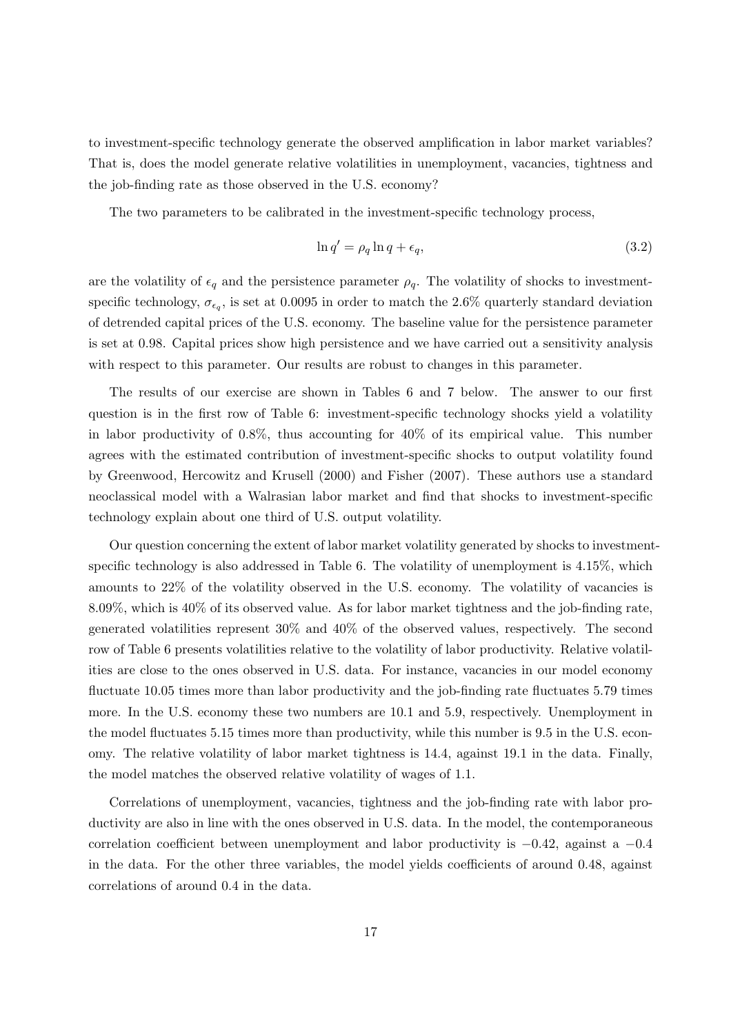to investment-specific technology generate the observed amplification in labor market variables? That is, does the model generate relative volatilities in unemployment, vacancies, tightness and the job-finding rate as those observed in the U.S. economy?

The two parameters to be calibrated in the investment-specific technology process,

$$\ln q' = \rho_q \ln q + \epsilon_q, \tag{3.2}$$

are the volatility of $\epsilon_q$ and the persistence parameter $\rho_q$. The volatility of shocks to investment-specific technology, $\sigma_{\epsilon_q}$, is set at 0.0095 in order to match the 2.6% quarterly standard deviation of detrended capital prices of the U.S. economy. The baseline value for the persistence parameter is set at 0.98. Capital prices show high persistence and we have carried out a sensitivity analysis with respect to this parameter. Our results are robust to changes in this parameter.

The results of our exercise are shown in Tables 6 and 7 below. The answer to our first question is in the first row of Table 6: investment-specific technology shocks yield a volatility in labor productivity of 0.8%, thus accounting for 40% of its empirical value. This number agrees with the estimated contribution of investment-specific shocks to output volatility found by Greenwood, Hercowitz and Krusell (2000) and Fisher (2007). These authors use a standard neoclassical model with a Walrasian labor market and find that shocks to investment-specific technology explain about one third of U.S. output volatility.

Our question concerning the extent of labor market volatility generated by shocks to investment-specific technology is also addressed in Table 6. The volatility of unemployment is 4.15%, which amounts to 22% of the volatility observed in the U.S. economy. The volatility of vacancies is 8.09%, which is 40% of its observed value. As for labor market tightness and the job-finding rate, generated volatilities represent 30% and 40% of the observed values, respectively. The second row of Table 6 presents volatilities relative to the volatility of labor productivity. Relative volatilities are close to the ones observed in U.S. data. For instance, vacancies in our model economy fluctuate 10.05 times more than labor productivity and the job-finding rate fluctuates 5.79 times more. In the U.S. economy these two numbers are 10.1 and 5.9, respectively. Unemployment in the model fluctuates 5.15 times more than productivity, while this number is 9.5 in the U.S. economy. The relative volatility of labor market tightness is 14.4, against 19.1 in the data. Finally, the model matches the observed relative volatility of wages of 1.1.

Correlations of unemployment, vacancies, tightness and the job-finding rate with labor productivity are also in line with the ones observed in U.S. data. In the model, the contemporaneous correlation coefficient between unemployment and labor productivity is $-0.42$, against a $-0.4$ in the data. For the other three variables, the model yields coefficients of around 0.48, against correlations of around 0.4 in the data.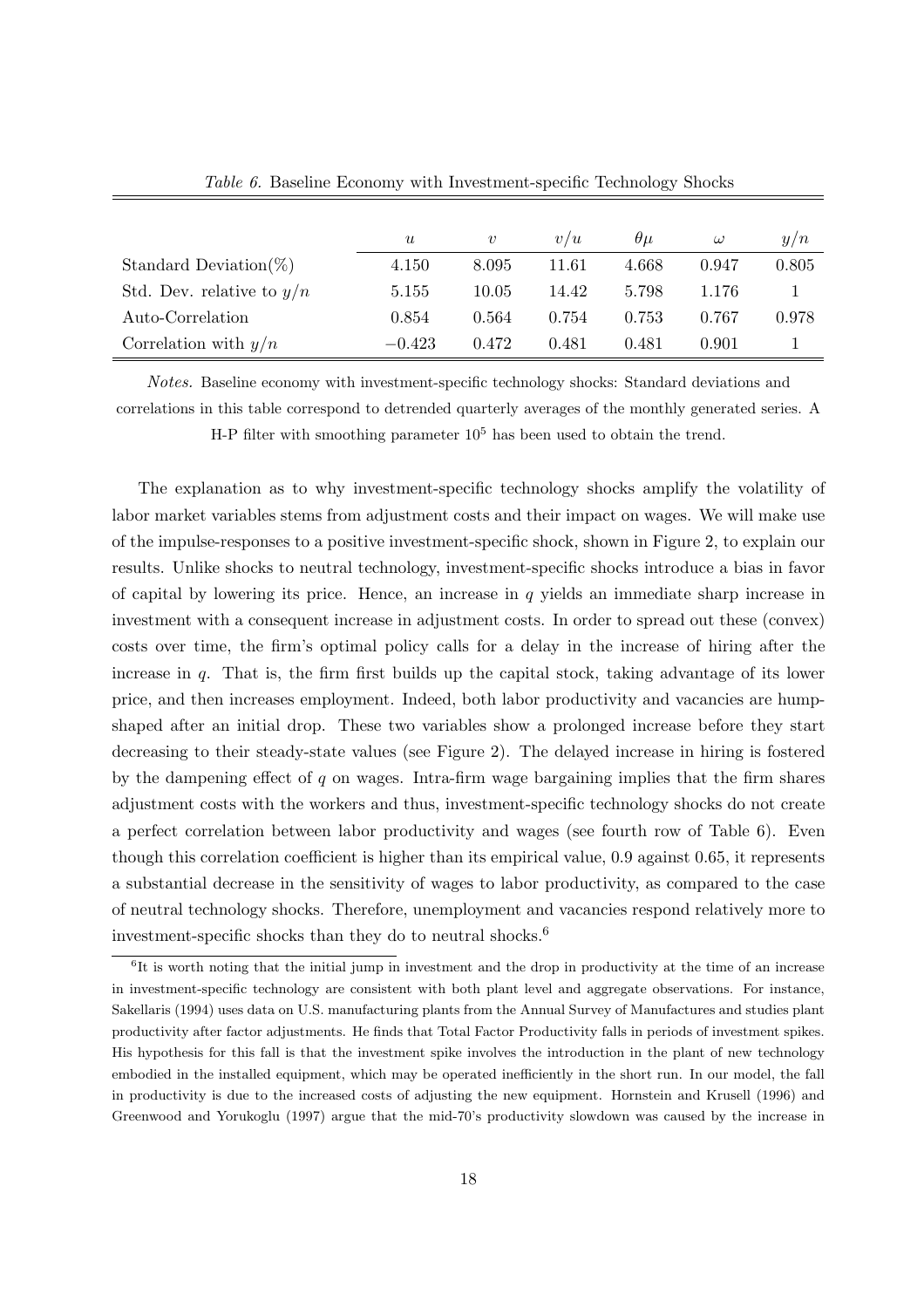*Table 6.* Baseline Economy with Investment-specific Technology Shocks

| | $u$ | $v$ | $v/u$ | $\theta\mu$ | $\omega$ | $y/n$ |
|---|---|---|---|---|---|---|
| Standard Deviation(%) | 4.150 | 8.095 | 11.61 | 4.668 | 0.947 | 0.805 |
| Std. Dev. relative to $y/n$ | 5.155 | 10.05 | 14.42 | 5.798 | 1.176 | 1 |
| Auto-Correlation | 0.854 | 0.564 | 0.754 | 0.753 | 0.767 | 0.978 |
| Correlation with $y/n$ | $-0.423$ | 0.472 | 0.481 | 0.481 | 0.901 | 1 |

*Notes.* Baseline economy with investment-specific technology shocks: Standard deviations and correlations in this table correspond to detrended quarterly averages of the monthly generated series. A H-P filter with smoothing parameter $10^5$ has been used to obtain the trend.

The explanation as to why investment-specific technology shocks amplify the volatility of labor market variables stems from adjustment costs and their impact on wages. We will make use of the impulse-responses to a positive investment-specific shock, shown in Figure 2, to explain our results. Unlike shocks to neutral technology, investment-specific shocks introduce a bias in favor of capital by lowering its price. Hence, an increase in $q$ yields an immediate sharp increase in investment with a consequent increase in adjustment costs. In order to spread out these (convex) costs over time, the firm's optimal policy calls for a delay in the increase of hiring after the increase in $q$. That is, the firm first builds up the capital stock, taking advantage of its lower price, and then increases employment. Indeed, both labor productivity and vacancies are hump-shaped after an initial drop. These two variables show a prolonged increase before they start decreasing to their steady-state values (see Figure 2). The delayed increase in hiring is fostered by the dampening effect of $q$ on wages. Intra-firm wage bargaining implies that the firm shares adjustment costs with the workers and thus, investment-specific technology shocks do not create a perfect correlation between labor productivity and wages (see fourth row of Table 6). Even though this correlation coefficient is higher than its empirical value, 0.9 against 0.65, it represents a substantial decrease in the sensitivity of wages to labor productivity, as compared to the case of neutral technology shocks. Therefore, unemployment and vacancies respond relatively more to investment-specific shocks than they do to neutral shocks.[6]

[6] It is worth noting that the initial jump in investment and the drop in productivity at the time of an increase in investment-specific technology are consistent with both plant level and aggregate observations. For instance, Sakellaris (1994) uses data on U.S. manufacturing plants from the Annual Survey of Manufactures and studies plant productivity after factor adjustments. He finds that Total Factor Productivity falls in periods of investment spikes. His hypothesis for this fall is that the investment spike involves the introduction in the plant of new technology embodied in the installed equipment, which may be operated inefficiently in the short run. In our model, the fall in productivity is due to the increased costs of adjusting the new equipment. Hornstein and Krusell (1996) and Greenwood and Yorukoglu (1997) argue that the mid-70's productivity slowdown was caused by the increase in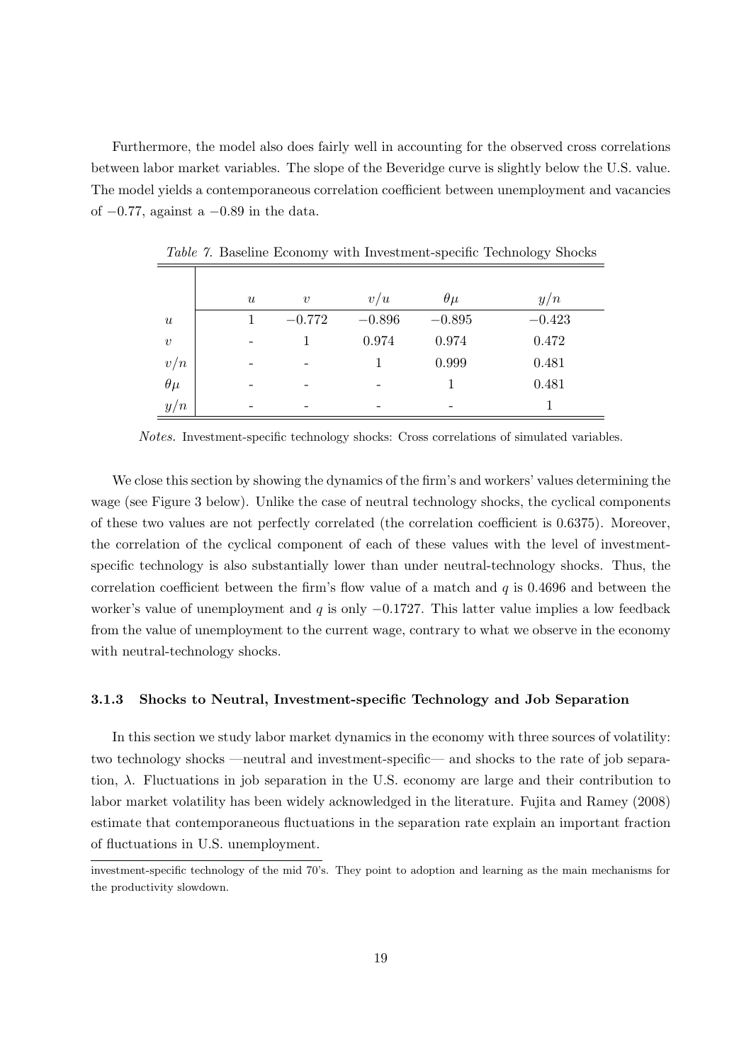Furthermore, the model also does fairly well in accounting for the observed cross correlations between labor market variables. The slope of the Beveridge curve is slightly below the U.S. value. The model yields a contemporaneous correlation coefficient between unemployment and vacancies of $-0.77$, against a $-0.89$ in the data.

*Table 7.* Baseline Economy with Investment-specific Technology Shocks

| | $u$ | $v$ | $v/u$ | $\theta\mu$ | $y/n$ |
|---|---|---|---|---|---|
| $u$ | 1 | $-0.772$ | $-0.896$ | $-0.895$ | $-0.423$ |
| $v$ | - | 1 | 0.974 | 0.974 | 0.472 |
| $v/n$ | - | - | 1 | 0.999 | 0.481 |
| $\theta\mu$ | - | - | - | 1 | 0.481 |
| $y/n$ | - | - | - | - | 1 |

*Notes.* Investment-specific technology shocks: Cross correlations of simulated variables.

We close this section by showing the dynamics of the firm's and workers' values determining the wage (see Figure 3 below). Unlike the case of neutral technology shocks, the cyclical components of these two values are not perfectly correlated (the correlation coefficient is 0.6375). Moreover, the correlation of the cyclical component of each of these values with the level of investment-specific technology is also substantially lower than under neutral-technology shocks. Thus, the correlation coefficient between the firm's flow value of a match and $q$ is 0.4696 and between the worker's value of unemployment and $q$ is only $-0.1727$. This latter value implies a low feedback from the value of unemployment to the current wage, contrary to what we observe in the economy with neutral-technology shocks.

### 3.1.3 Shocks to Neutral, Investment-specific Technology and Job Separation

In this section we study labor market dynamics in the economy with three sources of volatility: two technology shocks —neutral and investment-specific— and shocks to the rate of job separation, $\lambda$. Fluctuations in job separation in the U.S. economy are large and their contribution to labor market volatility has been widely acknowledged in the literature. Fujita and Ramey (2008) estimate that contemporaneous fluctuations in the separation rate explain an important fraction of fluctuations in U.S. unemployment.

investment-specific technology of the mid 70's. They point to adoption and learning as the main mechanisms for the productivity slowdown.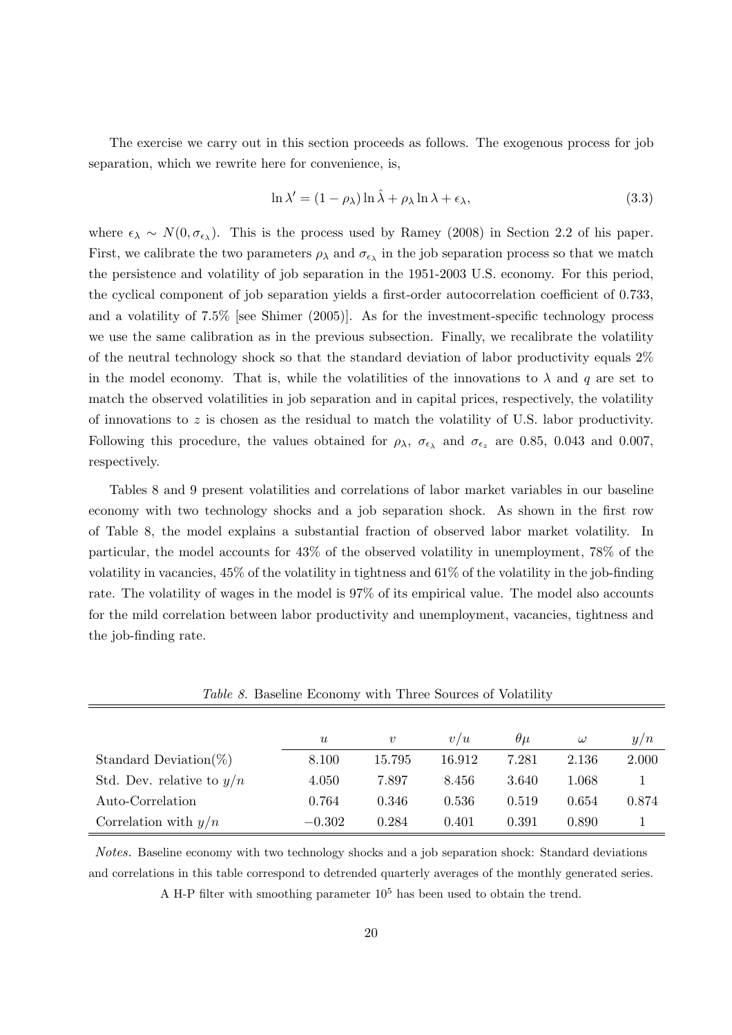The exercise we carry out in this section proceeds as follows. The exogenous process for job separation, which we rewrite here for convenience, is,

$$\ln \lambda' = (1 - \rho_\lambda) \ln \hat{\lambda} + \rho_\lambda \ln \lambda + \epsilon_\lambda, \tag{3.3}$$

where $\epsilon_\lambda \sim N(0, \sigma_{\epsilon_\lambda})$. This is the process used by Ramey (2008) in Section 2.2 of his paper. First, we calibrate the two parameters $\rho_\lambda$ and $\sigma_{\epsilon_\lambda}$ in the job separation process so that we match the persistence and volatility of job separation in the 1951-2003 U.S. economy. For this period, the cyclical component of job separation yields a first-order autocorrelation coefficient of 0.733, and a volatility of 7.5% [see Shimer (2005)]. As for the investment-specific technology process we use the same calibration as in the previous subsection. Finally, we recalibrate the volatility of the neutral technology shock so that the standard deviation of labor productivity equals 2% in the model economy. That is, while the volatilities of the innovations to $\lambda$ and $q$ are set to match the observed volatilities in job separation and in capital prices, respectively, the volatility of innovations to $z$ is chosen as the residual to match the volatility of U.S. labor productivity. Following this procedure, the values obtained for $\rho_\lambda$, $\sigma_{\epsilon_\lambda}$ and $\sigma_{\epsilon_z}$ are 0.85, 0.043 and 0.007, respectively.

Tables 8 and 9 present volatilities and correlations of labor market variables in our baseline economy with two technology shocks and a job separation shock. As shown in the first row of Table 8, the model explains a substantial fraction of observed labor market volatility. In particular, the model accounts for 43% of the observed volatility in unemployment, 78% of the volatility in vacancies, 45% of the volatility in tightness and 61% of the volatility in the job-finding rate. The volatility of wages in the model is 97% of its empirical value. The model also accounts for the mild correlation between labor productivity and unemployment, vacancies, tightness and the job-finding rate.

*Table 8.* Baseline Economy with Three Sources of Volatility

| | $u$ | $v$ | $v/u$ | $\theta\mu$ | $\omega$ | $y/n$ |
|---|---|---|---|---|---|---|
| Standard Deviation(%) | 8.100 | 15.795 | 16.912 | 7.281 | 2.136 | 2.000 |
| Std. Dev. relative to $y/n$ | 4.050 | 7.897 | 8.456 | 3.640 | 1.068 | 1 |
| Auto-Correlation | 0.764 | 0.346 | 0.536 | 0.519 | 0.654 | 0.874 |
| Correlation with $y/n$ | $-0.302$ | 0.284 | 0.401 | 0.391 | 0.890 | 1 |

*Notes.* Baseline economy with two technology shocks and a job separation shock: Standard deviations and correlations in this table correspond to detrended quarterly averages of the monthly generated series. A H-P filter with smoothing parameter $10^5$ has been used to obtain the trend.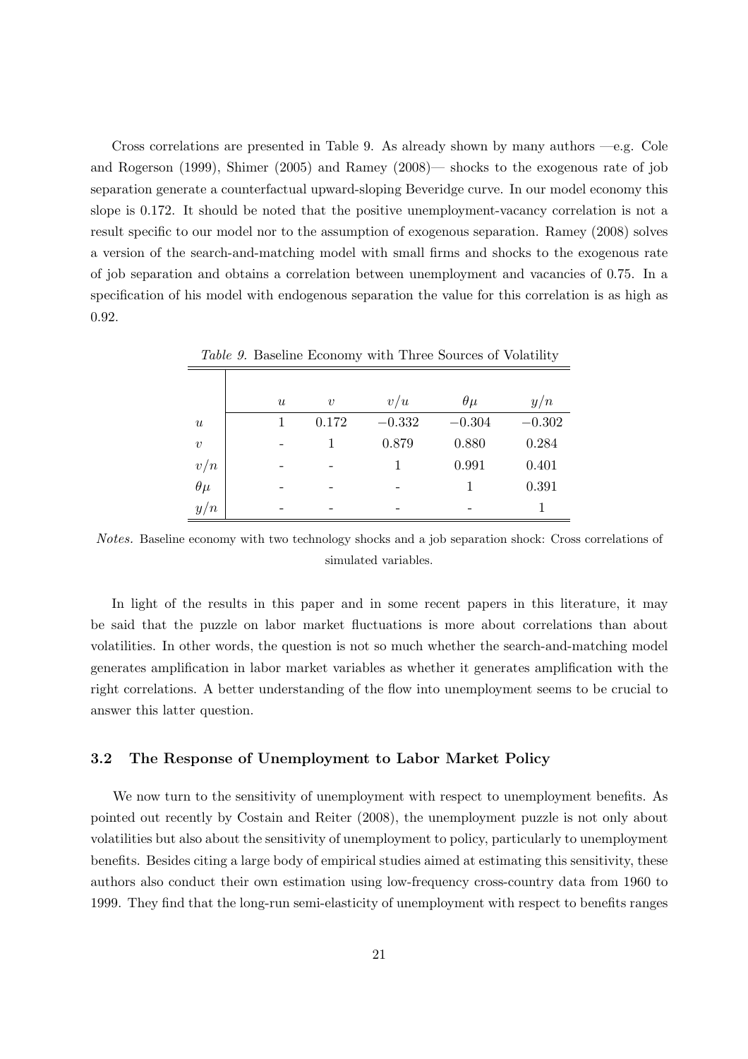Cross correlations are presented in Table 9. As already shown by many authors —e.g. Cole and Rogerson (1999), Shimer (2005) and Ramey (2008)— shocks to the exogenous rate of job separation generate a counterfactual upward-sloping Beveridge curve. In our model economy this slope is 0.172. It should be noted that the positive unemployment-vacancy correlation is not a result specific to our model nor to the assumption of exogenous separation. Ramey (2008) solves a version of the search-and-matching model with small firms and shocks to the exogenous rate of job separation and obtains a correlation between unemployment and vacancies of 0.75. In a specification of his model with endogenous separation the value for this correlation is as high as 0.92.

*Table 9.* Baseline Economy with Three Sources of Volatility

| | $u$ | $v$ | $v/u$ | $\theta\mu$ | $y/n$ |
|---|---|---|---|---|---|
| $u$ | 1 | 0.172 | $-0.332$ | $-0.304$ | $-0.302$ |
| $v$ | - | 1 | 0.879 | 0.880 | 0.284 |
| $v/n$ | - | - | 1 | 0.991 | 0.401 |
| $\theta\mu$ | - | - | - | 1 | 0.391 |
| $y/n$ | - | - | - | - | 1 |

*Notes.* Baseline economy with two technology shocks and a job separation shock: Cross correlations of simulated variables.

In light of the results in this paper and in some recent papers in this literature, it may be said that the puzzle on labor market fluctuations is more about correlations than about volatilities. In other words, the question is not so much whether the search-and-matching model generates amplification in labor market variables as whether it generates amplification with the right correlations. A better understanding of the flow into unemployment seems to be crucial to answer this latter question.

### 3.2 The Response of Unemployment to Labor Market Policy

We now turn to the sensitivity of unemployment with respect to unemployment benefits. As pointed out recently by Costain and Reiter (2008), the unemployment puzzle is not only about volatilities but also about the sensitivity of unemployment to policy, particularly to unemployment benefits. Besides citing a large body of empirical studies aimed at estimating this sensitivity, these authors also conduct their own estimation using low-frequency cross-country data from 1960 to 1999. They find that the long-run semi-elasticity of unemployment with respect to benefits ranges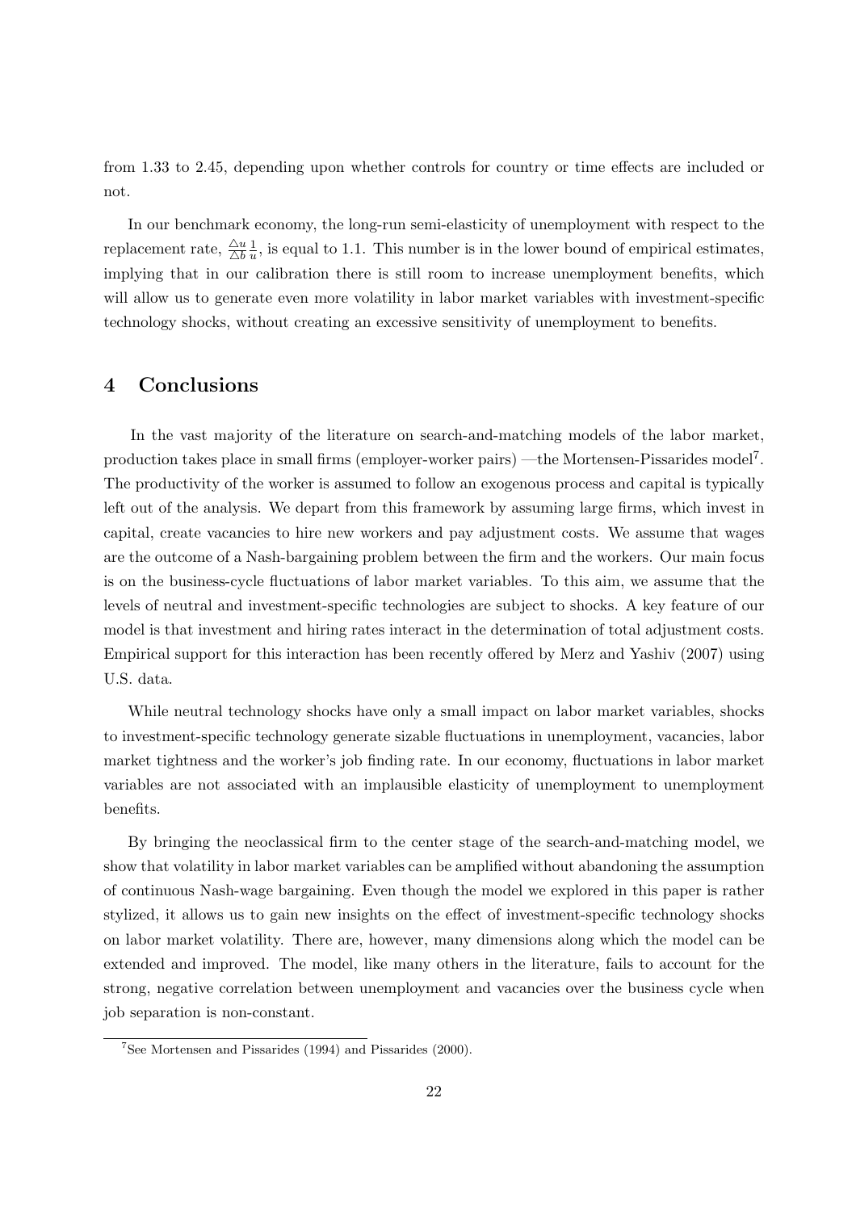from 1.33 to 2.45, depending upon whether controls for country or time effects are included or not.

In our benchmark economy, the long-run semi-elasticity of unemployment with respect to the replacement rate, $\frac{\triangle u}{\triangle b}\frac{1}{u}$, is equal to 1.1. This number is in the lower bound of empirical estimates, implying that in our calibration there is still room to increase unemployment benefits, which will allow us to generate even more volatility in labor market variables with investment-specific technology shocks, without creating an excessive sensitivity of unemployment to benefits.

# 4 Conclusions

In the vast majority of the literature on search-and-matching models of the labor market, production takes place in small firms (employer-worker pairs) —the Mortensen-Pissarides model[7]. The productivity of the worker is assumed to follow an exogenous process and capital is typically left out of the analysis. We depart from this framework by assuming large firms, which invest in capital, create vacancies to hire new workers and pay adjustment costs. We assume that wages are the outcome of a Nash-bargaining problem between the firm and the workers. Our main focus is on the business-cycle fluctuations of labor market variables. To this aim, we assume that the levels of neutral and investment-specific technologies are subject to shocks. A key feature of our model is that investment and hiring rates interact in the determination of total adjustment costs. Empirical support for this interaction has been recently offered by Merz and Yashiv (2007) using U.S. data.

While neutral technology shocks have only a small impact on labor market variables, shocks to investment-specific technology generate sizable fluctuations in unemployment, vacancies, labor market tightness and the worker's job finding rate. In our economy, fluctuations in labor market variables are not associated with an implausible elasticity of unemployment to unemployment benefits.

By bringing the neoclassical firm to the center stage of the search-and-matching model, we show that volatility in labor market variables can be amplified without abandoning the assumption of continuous Nash-wage bargaining. Even though the model we explored in this paper is rather stylized, it allows us to gain new insights on the effect of investment-specific technology shocks on labor market volatility. There are, however, many dimensions along which the model can be extended and improved. The model, like many others in the literature, fails to account for the strong, negative correlation between unemployment and vacancies over the business cycle when job separation is non-constant.

[7] See Mortensen and Pissarides (1994) and Pissarides (2000).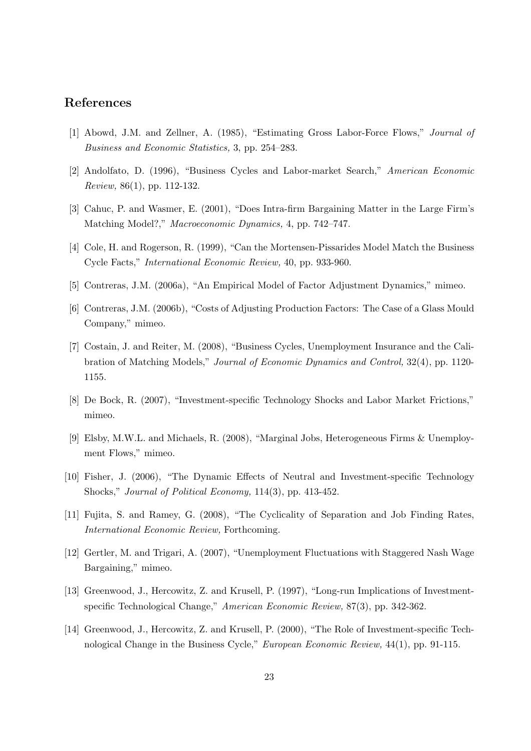## References

[1] Abowd, J.M. and Zellner, A. (1985), "Estimating Gross Labor-Force Flows," *Journal of Business and Economic Statistics,* 3, pp. 254–283.

[2] Andolfato, D. (1996), "Business Cycles and Labor-market Search," *American Economic Review,* 86(1), pp. 112-132.

[3] Cahuc, P. and Wasmer, E. (2001), "Does Intra-firm Bargaining Matter in the Large Firm's Matching Model?," *Macroeconomic Dynamics,* 4, pp. 742–747.

[4] Cole, H. and Rogerson, R. (1999), "Can the Mortensen-Pissarides Model Match the Business Cycle Facts," *International Economic Review,* 40, pp. 933-960.

[5] Contreras, J.M. (2006a), "An Empirical Model of Factor Adjustment Dynamics," mimeo.

[6] Contreras, J.M. (2006b), "Costs of Adjusting Production Factors: The Case of a Glass Mould Company," mimeo.

[7] Costain, J. and Reiter, M. (2008), "Business Cycles, Unemployment Insurance and the Calibration of Matching Models," *Journal of Economic Dynamics and Control,* 32(4), pp. 1120-1155.

[8] De Bock, R. (2007), "Investment-specific Technology Shocks and Labor Market Frictions," mimeo.

[9] Elsby, M.W.L. and Michaels, R. (2008), "Marginal Jobs, Heterogeneous Firms & Unemployment Flows," mimeo.

[10] Fisher, J. (2006), "The Dynamic Effects of Neutral and Investment-specific Technology Shocks," *Journal of Political Economy,* 114(3), pp. 413-452.

[11] Fujita, S. and Ramey, G. (2008), "The Cyclicality of Separation and Job Finding Rates, *International Economic Review,* Forthcoming.

[12] Gertler, M. and Trigari, A. (2007), "Unemployment Fluctuations with Staggered Nash Wage Bargaining," mimeo.

[13] Greenwood, J., Hercowitz, Z. and Krusell, P. (1997), "Long-run Implications of Investment-specific Technological Change," *American Economic Review,* 87(3), pp. 342-362.

[14] Greenwood, J., Hercowitz, Z. and Krusell, P. (2000), "The Role of Investment-specific Technological Change in the Business Cycle," *European Economic Review,* 44(1), pp. 91-115.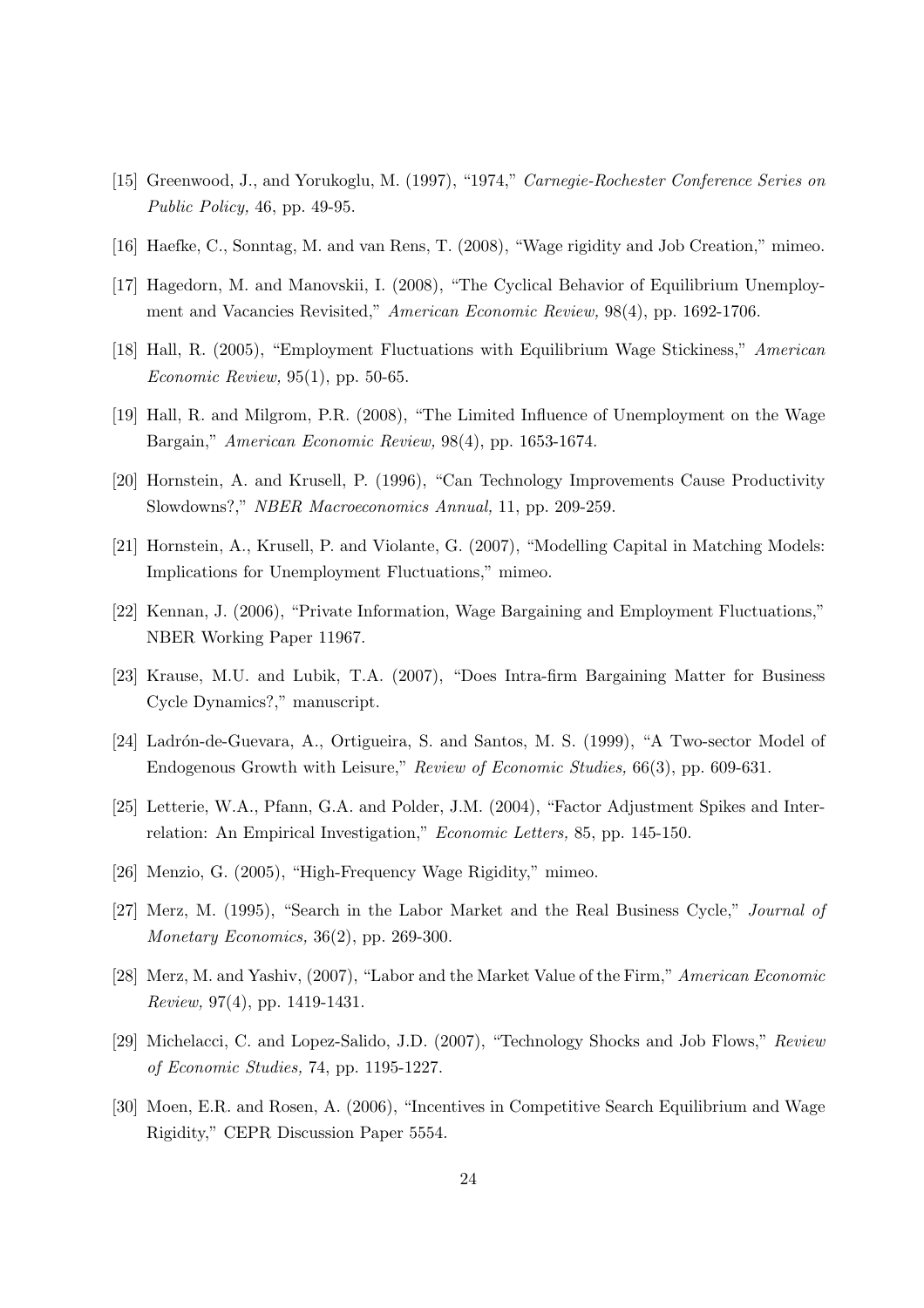[15] Greenwood, J., and Yorukoglu, M. (1997), "1974," *Carnegie-Rochester Conference Series on Public Policy,* 46, pp. 49-95.

[16] Haefke, C., Sonntag, M. and van Rens, T. (2008), "Wage rigidity and Job Creation," mimeo.

[17] Hagedorn, M. and Manovskii, I. (2008), "The Cyclical Behavior of Equilibrium Unemployment and Vacancies Revisited," *American Economic Review,* 98(4), pp. 1692-1706.

[18] Hall, R. (2005), "Employment Fluctuations with Equilibrium Wage Stickiness," *American Economic Review,* 95(1), pp. 50-65.

[19] Hall, R. and Milgrom, P.R. (2008), "The Limited Influence of Unemployment on the Wage Bargain," *American Economic Review,* 98(4), pp. 1653-1674.

[20] Hornstein, A. and Krusell, P. (1996), "Can Technology Improvements Cause Productivity Slowdowns?," *NBER Macroeconomics Annual,* 11, pp. 209-259.

[21] Hornstein, A., Krusell, P. and Violante, G. (2007), "Modelling Capital in Matching Models: Implications for Unemployment Fluctuations," mimeo.

[22] Kennan, J. (2006), "Private Information, Wage Bargaining and Employment Fluctuations," NBER Working Paper 11967.

[23] Krause, M.U. and Lubik, T.A. (2007), "Does Intra-firm Bargaining Matter for Business Cycle Dynamics?," manuscript.

[24] Ladrón-de-Guevara, A., Ortigueira, S. and Santos, M. S. (1999), "A Two-sector Model of Endogenous Growth with Leisure," *Review of Economic Studies,* 66(3), pp. 609-631.

[25] Letterie, W.A., Pfann, G.A. and Polder, J.M. (2004), "Factor Adjustment Spikes and Interrelation: An Empirical Investigation," *Economic Letters,* 85, pp. 145-150.

[26] Menzio, G. (2005), "High-Frequency Wage Rigidity," mimeo.

[27] Merz, M. (1995), "Search in the Labor Market and the Real Business Cycle," *Journal of Monetary Economics,* 36(2), pp. 269-300.

[28] Merz, M. and Yashiv, (2007), "Labor and the Market Value of the Firm," *American Economic Review,* 97(4), pp. 1419-1431.

[29] Michelacci, C. and Lopez-Salido, J.D. (2007), "Technology Shocks and Job Flows," *Review of Economic Studies,* 74, pp. 1195-1227.

[30] Moen, E.R. and Rosen, A. (2006), "Incentives in Competitive Search Equilibrium and Wage Rigidity," CEPR Discussion Paper 5554.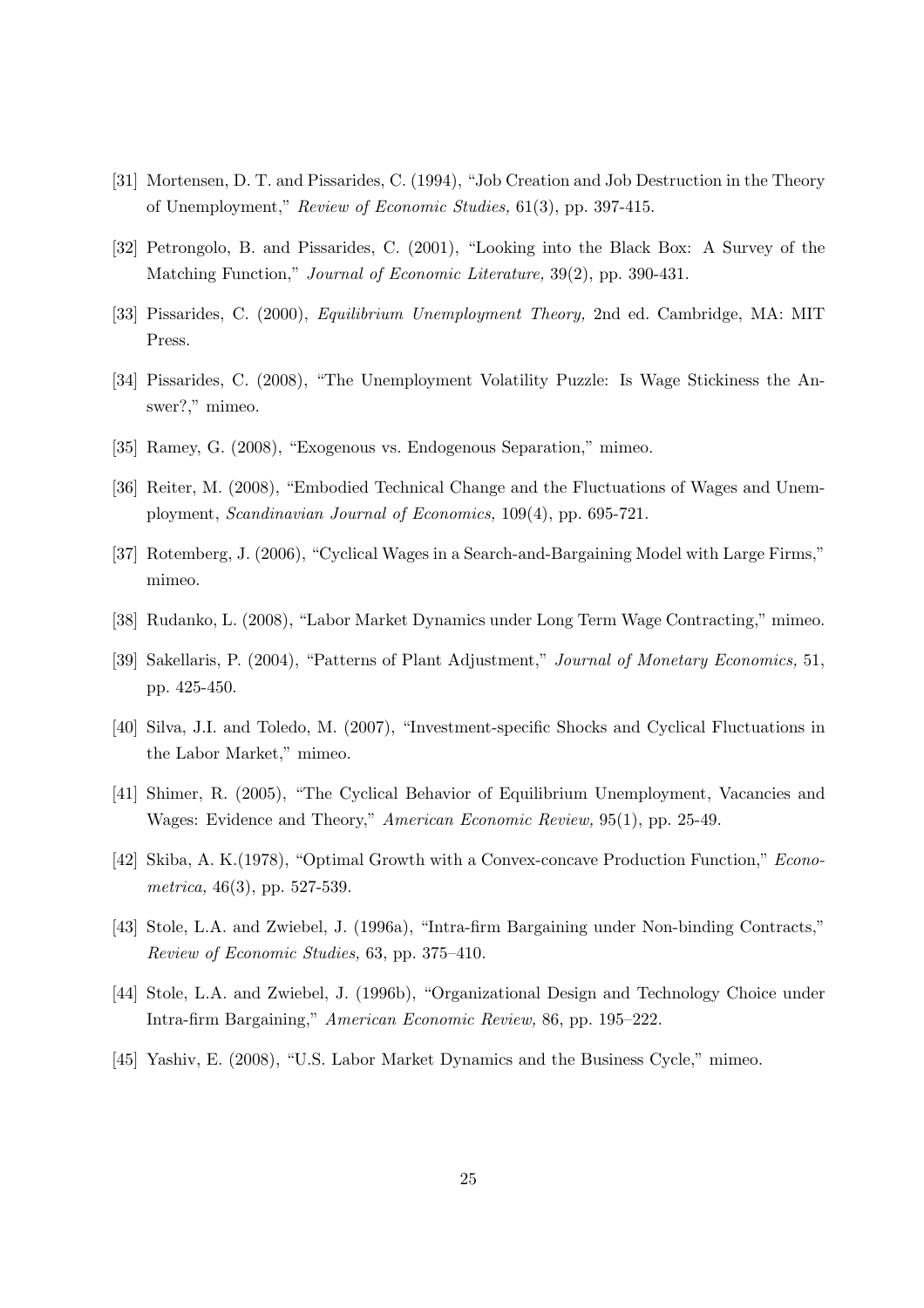[31] Mortensen, D. T. and Pissarides, C. (1994), "Job Creation and Job Destruction in the Theory of Unemployment," *Review of Economic Studies,* 61(3), pp. 397-415.

[32] Petrongolo, B. and Pissarides, C. (2001), "Looking into the Black Box: A Survey of the Matching Function," *Journal of Economic Literature,* 39(2), pp. 390-431.

[33] Pissarides, C. (2000), *Equilibrium Unemployment Theory,* 2nd ed. Cambridge, MA: MIT Press.

[34] Pissarides, C. (2008), "The Unemployment Volatility Puzzle: Is Wage Stickiness the Answer?," mimeo.

[35] Ramey, G. (2008), "Exogenous vs. Endogenous Separation," mimeo.

[36] Reiter, M. (2008), "Embodied Technical Change and the Fluctuations of Wages and Unemployment, *Scandinavian Journal of Economics,* 109(4), pp. 695-721.

[37] Rotemberg, J. (2006), "Cyclical Wages in a Search-and-Bargaining Model with Large Firms," mimeo.

[38] Rudanko, L. (2008), "Labor Market Dynamics under Long Term Wage Contracting," mimeo.

[39] Sakellaris, P. (2004), "Patterns of Plant Adjustment," *Journal of Monetary Economics,* 51, pp. 425-450.

[40] Silva, J.I. and Toledo, M. (2007), "Investment-specific Shocks and Cyclical Fluctuations in the Labor Market," mimeo.

[41] Shimer, R. (2005), "The Cyclical Behavior of Equilibrium Unemployment, Vacancies and Wages: Evidence and Theory," *American Economic Review,* 95(1), pp. 25-49.

[42] Skiba, A. K.(1978), "Optimal Growth with a Convex-concave Production Function," *Econometrica,* 46(3), pp. 527-539.

[43] Stole, L.A. and Zwiebel, J. (1996a), "Intra-firm Bargaining under Non-binding Contracts," *Review of Economic Studies,* 63, pp. 375–410.

[44] Stole, L.A. and Zwiebel, J. (1996b), "Organizational Design and Technology Choice under Intra-firm Bargaining," *American Economic Review,* 86, pp. 195–222.

[45] Yashiv, E. (2008), "U.S. Labor Market Dynamics and the Business Cycle," mimeo.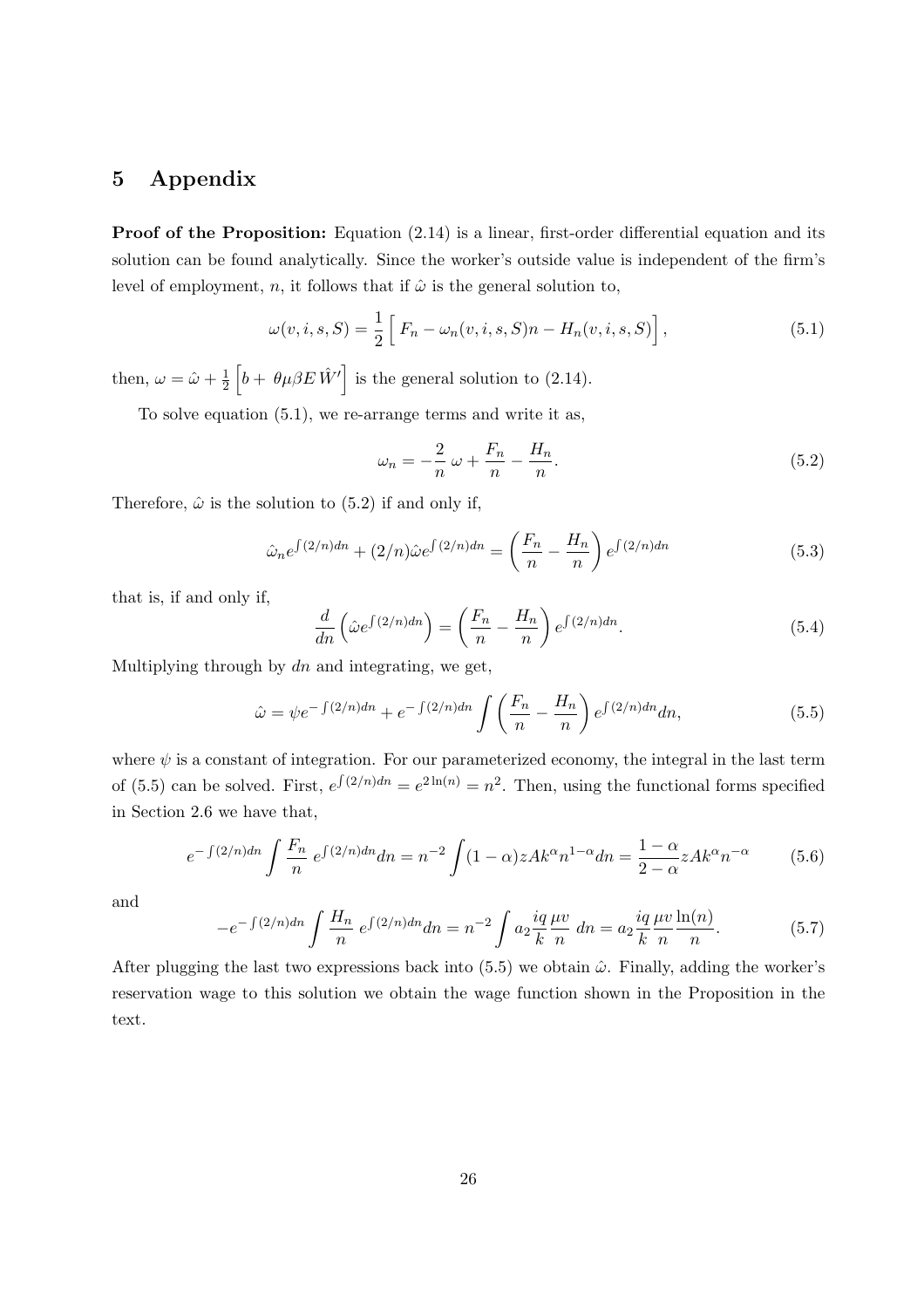# 5 Appendix

**Proof of the Proposition:** Equation (2.14) is a linear, first-order differential equation and its solution can be found analytically. Since the worker's outside value is independent of the firm's level of employment, $n$, it follows that if $\hat{\omega}$ is the general solution to,

$$\omega(v,i,s,S) = \frac{1}{2}\Big[\, F_n - \omega_n(v,i,s,S)n - H_n(v,i,s,S)\Big], \tag{5.1}$$

then, $\omega = \hat{\omega} + \frac{1}{2}\left[b + \,\theta\mu\beta E\,\hat{W}'\right]$ is the general solution to (2.14).

To solve equation (5.1), we re-arrange terms and write it as,

$$\omega_n = -\frac{2}{n}\,\omega + \frac{F_n}{n} - \frac{H_n}{n}. \tag{5.2}$$

Therefore, $\hat{\omega}$ is the solution to (5.2) if and only if,

$$\hat{\omega}_n e^{\int(2/n)dn} + (2/n)\hat{\omega}e^{\int(2/n)dn} = \left(\frac{F_n}{n} - \frac{H_n}{n}\right)e^{\int(2/n)dn} \tag{5.3}$$

that is, if and only if,

$$\frac{d}{dn}\left(\hat{\omega}e^{\int(2/n)dn}\right) = \left(\frac{F_n}{n} - \frac{H_n}{n}\right)e^{\int(2/n)dn}. \tag{5.4}$$

Multiplying through by $dn$ and integrating, we get,

$$\hat{\omega} = \psi e^{-\int(2/n)dn} + e^{-\int(2/n)dn}\int\left(\frac{F_n}{n} - \frac{H_n}{n}\right)e^{\int(2/n)dn}dn, \tag{5.5}$$

where $\psi$ is a constant of integration. For our parameterized economy, the integral in the last term of (5.5) can be solved. First, $e^{\int(2/n)dn} = e^{2\ln(n)} = n^2$. Then, using the functional forms specified in Section 2.6 we have that,

$$e^{-\int(2/n)dn}\int\frac{F_n}{n}\,e^{\int(2/n)dn}dn = n^{-2}\int(1-\alpha)zAk^{\alpha}n^{1-\alpha}dn = \frac{1-\alpha}{2-\alpha}zAk^{\alpha}n^{-\alpha} \tag{5.6}$$

and

$$-e^{-\int(2/n)dn}\int\frac{H_n}{n}\,e^{\int(2/n)dn}dn = n^{-2}\int a_2\frac{iq}{k}\frac{\mu v}{n}\;dn = a_2\frac{iq}{k}\frac{\mu v}{n}\frac{\ln(n)}{n}. \tag{5.7}$$

After plugging the last two expressions back into (5.5) we obtain $\hat{\omega}$. Finally, adding the worker's reservation wage to this solution we obtain the wage function shown in the Proposition in the text.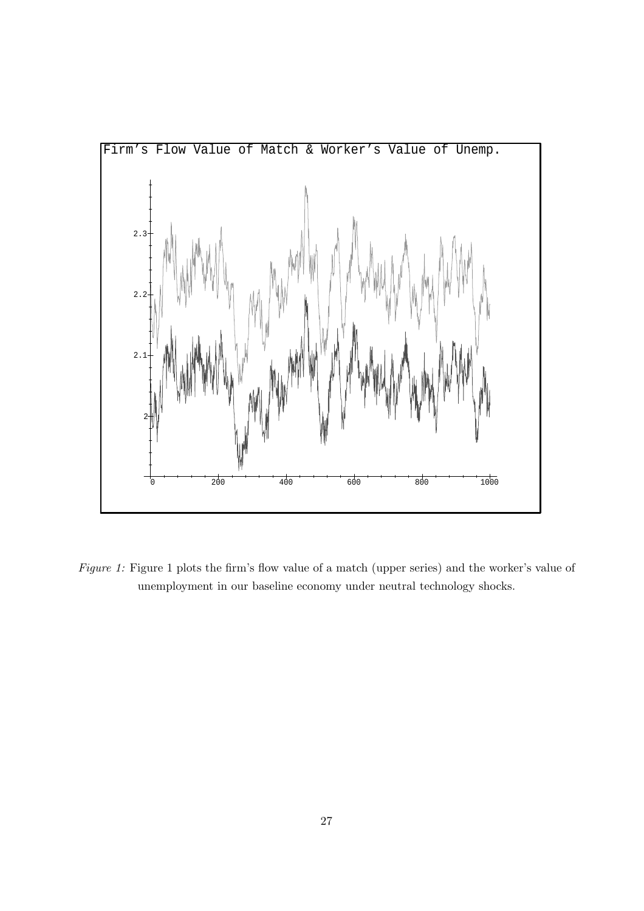*Figure 1:* Figure 1 plots the firm's flow value of a match (upper series) and the worker's value of unemployment in our baseline economy under neutral technology shocks.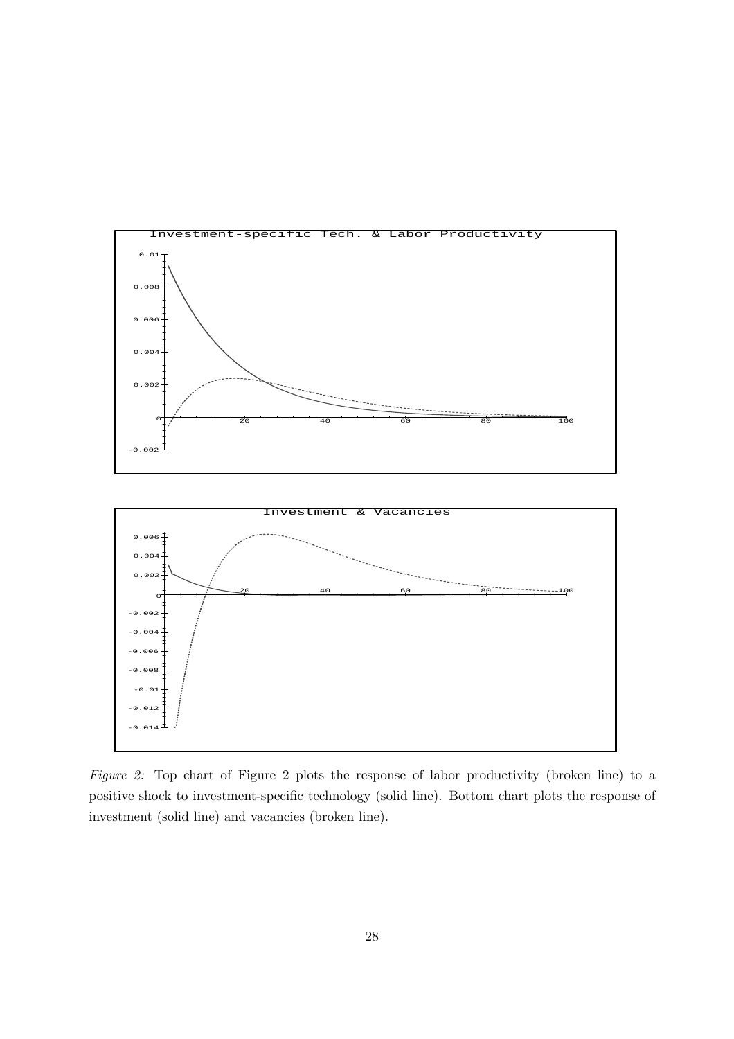*Figure 2:* Top chart of Figure 2 plots the response of labor productivity (broken line) to a positive shock to investment-specific technology (solid line). Bottom chart plots the response of investment (solid line) and vacancies (broken line).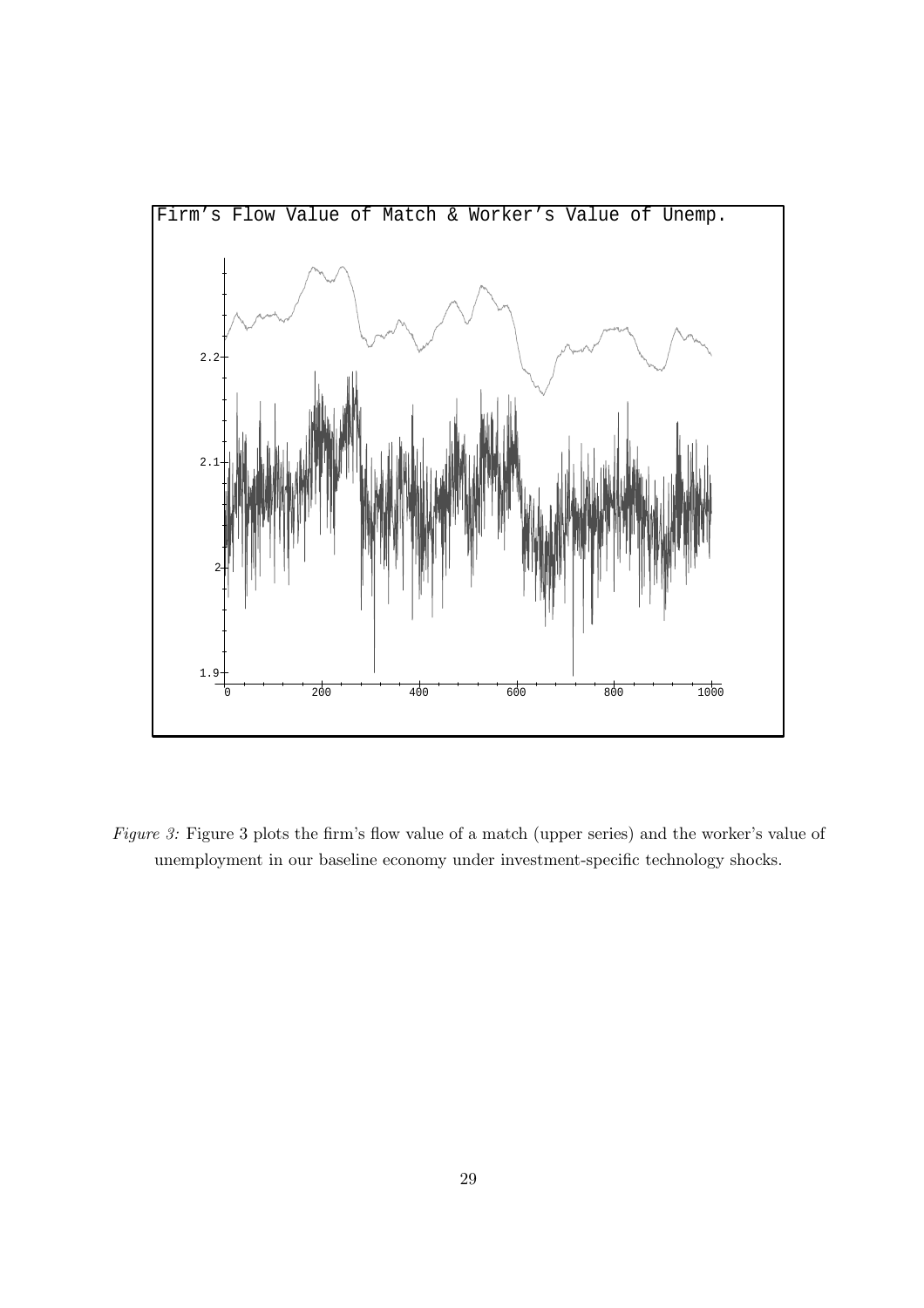Firm's Flow Value of Match & Worker's Value of Unemp.

2.2

2.1

2

1.9

0 200 400 600 800 1000

*Figure 3:* Figure 3 plots the firm's flow value of a match (upper series) and the worker's value of unemployment in our baseline economy under investment-specific technology shocks.